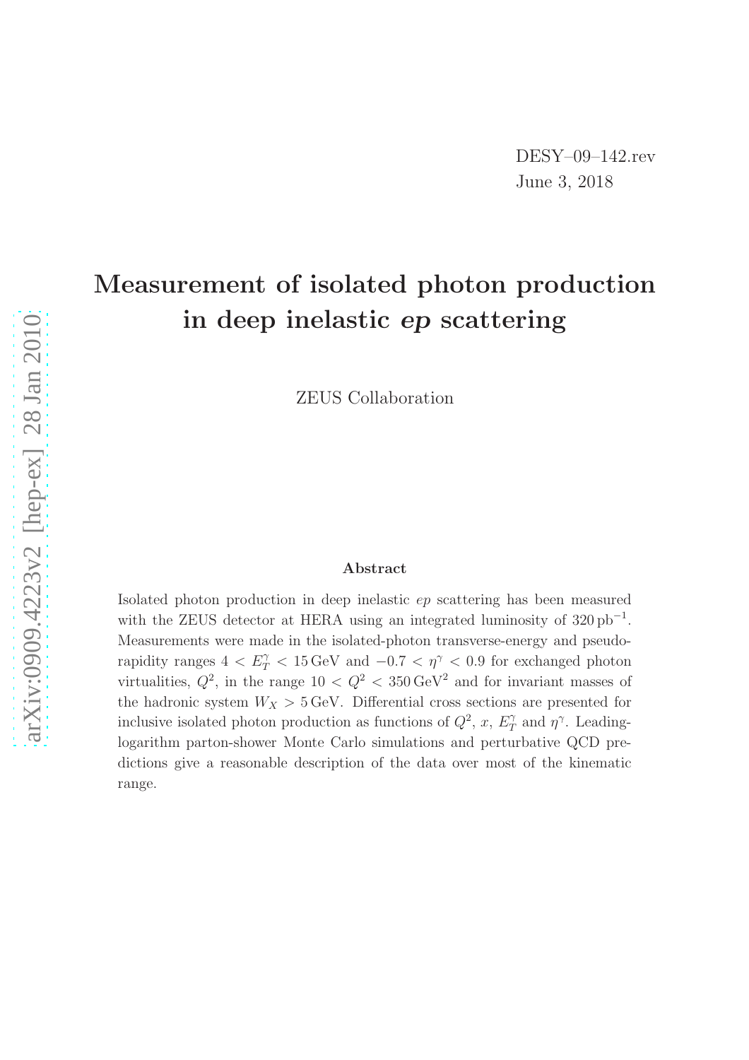DESY–09–142.rev
June 3, 2018

# Measurement of isolated photon production in deep inelastic $ep$ scattering

ZEUS Collaboration

### Abstract

Isolated photon production in deep inelastic $ep$ scattering has been measured with the ZEUS detector at HERA using an integrated luminosity of $320\,\mathrm{pb}^{-1}$. Measurements were made in the isolated-photon transverse-energy and pseudorapidity ranges $4 < E_T^{\gamma} < 15\,\mathrm{GeV}$ and $-0.7 < \eta^{\gamma} < 0.9$ for exchanged photon virtualities, $Q^2$, in the range $10 < Q^2 < 350\,\mathrm{GeV}^2$ and for invariant masses of the hadronic system $W_X > 5\,\mathrm{GeV}$. Differential cross sections are presented for inclusive isolated photon production as functions of $Q^2$, $x$, $E_T^{\gamma}$ and $\eta^{\gamma}$. Leading-logarithm parton-shower Monte Carlo simulations and perturbative QCD predictions give a reasonable description of the data over most of the kinematic range.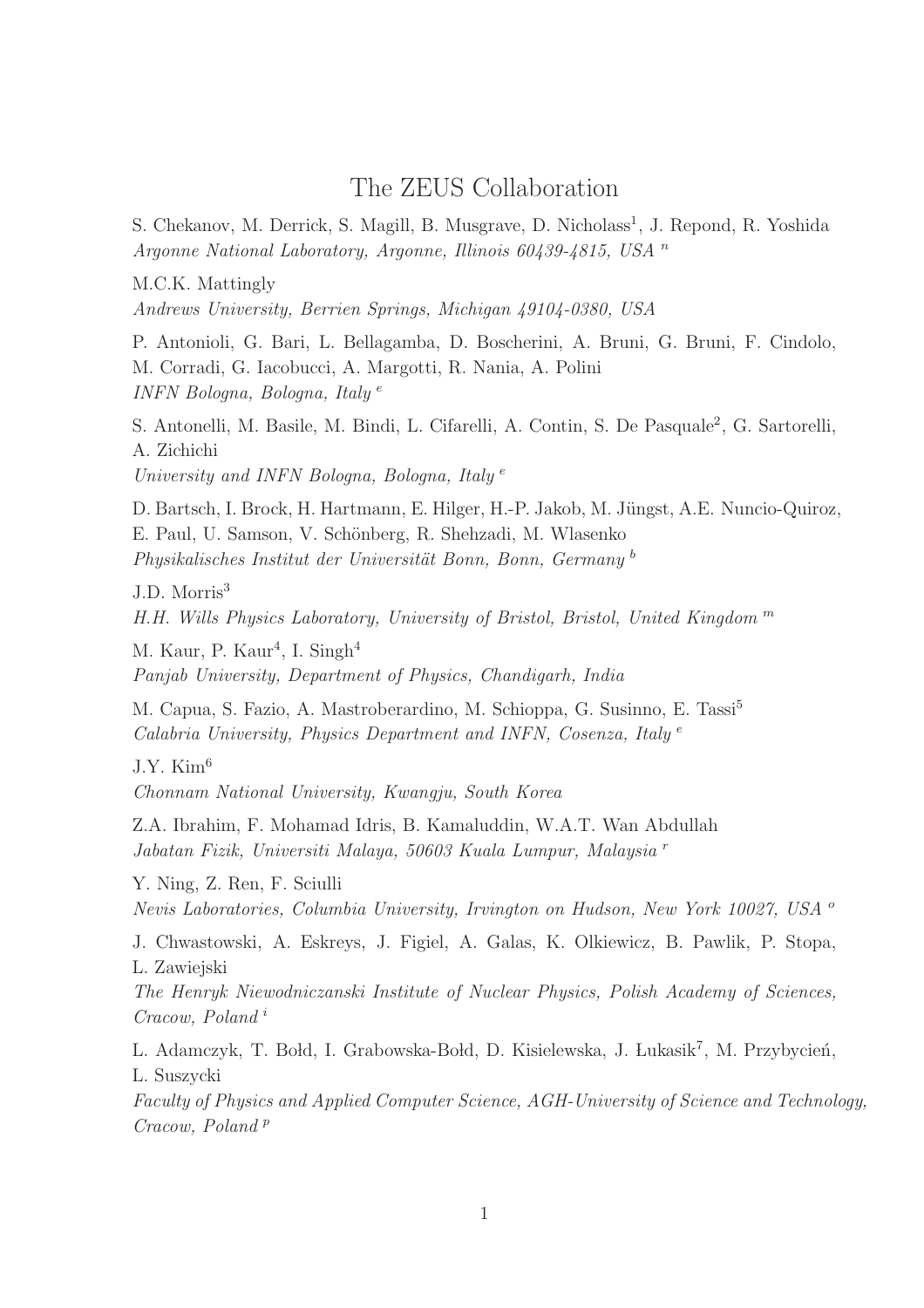# The ZEUS Collaboration

S. Chekanov, M. Derrick, S. Magill, B. Musgrave, D. Nicholass[1], J. Repond, R. Yoshida
*Argonne National Laboratory, Argonne, Illinois 60439-4815, USA* [n]

M.C.K. Mattingly
*Andrews University, Berrien Springs, Michigan 49104-0380, USA*

P. Antonioli, G. Bari, L. Bellagamba, D. Boscherini, A. Bruni, G. Bruni, F. Cindolo, M. Corradi, G. Iacobucci, A. Margotti, R. Nania, A. Polini
*INFN Bologna, Bologna, Italy* [e]

S. Antonelli, M. Basile, M. Bindi, L. Cifarelli, A. Contin, S. De Pasquale[2], G. Sartorelli, A. Zichichi
*University and INFN Bologna, Bologna, Italy* [e]

D. Bartsch, I. Brock, H. Hartmann, E. Hilger, H.-P. Jakob, M. Jüngst, A.E. Nuncio-Quiroz, E. Paul, U. Samson, V. Schönberg, R. Shehzadi, M. Wlasenko
*Physikalisches Institut der Universität Bonn, Bonn, Germany* [b]

J.D. Morris[3]
*H.H. Wills Physics Laboratory, University of Bristol, Bristol, United Kingdom* [m]

M. Kaur, P. Kaur[4], I. Singh[4]
*Panjab University, Department of Physics, Chandigarh, India*

M. Capua, S. Fazio, A. Mastroberardino, M. Schioppa, G. Susinno, E. Tassi[5]
*Calabria University, Physics Department and INFN, Cosenza, Italy* [e]

J.Y. Kim[6]
*Chonnam National University, Kwangju, South Korea*

Z.A. Ibrahim, F. Mohamad Idris, B. Kamaluddin, W.A.T. Wan Abdullah
*Jabatan Fizik, Universiti Malaya, 50603 Kuala Lumpur, Malaysia* [r]

Y. Ning, Z. Ren, F. Sciulli
*Nevis Laboratories, Columbia University, Irvington on Hudson, New York 10027, USA* [o]

J. Chwastowski, A. Eskreys, J. Figiel, A. Galas, K. Olkiewicz, B. Pawlik, P. Stopa, L. Zawiejski
*The Henryk Niewodniczanski Institute of Nuclear Physics, Polish Academy of Sciences, Cracow, Poland* [i]

L. Adamczyk, T. Bołd, I. Grabowska-Bołd, D. Kisielewska, J. Łukasik[7], M. Przybycień, L. Suszycki
*Faculty of Physics and Applied Computer Science, AGH-University of Science and Technology, Cracow, Poland* [p]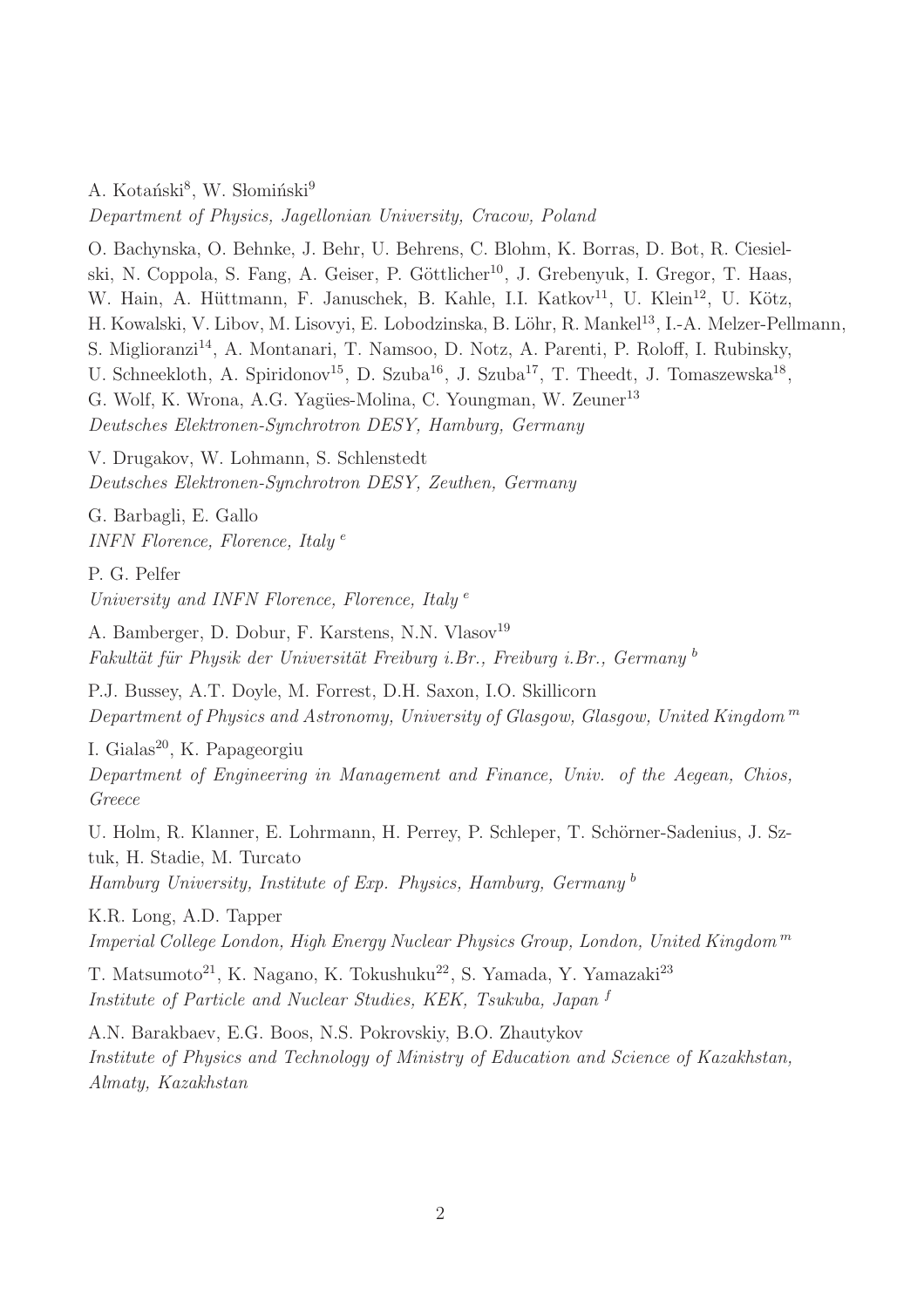A. Kotański[8], W. Słomiński[9]
*Department of Physics, Jagellonian University, Cracow, Poland*

O. Bachynska, O. Behnke, J. Behr, U. Behrens, C. Blohm, K. Borras, D. Bot, R. Ciesielski, N. Coppola, S. Fang, A. Geiser, P. Göttlicher[10], J. Grebenyuk, I. Gregor, T. Haas, W. Hain, A. Hüttmann, F. Januschek, B. Kahle, I.I. Katkov[11], U. Klein[12], U. Kötz, H. Kowalski, V. Libov, M. Lisovyi, E. Lobodzinska, B. Löhr, R. Mankel[13], I.-A. Melzer-Pellmann, S. Miglioranzi[14], A. Montanari, T. Namsoo, D. Notz, A. Parenti, P. Roloff, I. Rubinsky, U. Schneekloth, A. Spiridonov[15], D. Szuba[16], J. Szuba[17], T. Theedt, J. Tomaszewska[18], G. Wolf, K. Wrona, A.G. Yagües-Molina, C. Youngman, W. Zeuner[13]
*Deutsches Elektronen-Synchrotron DESY, Hamburg, Germany*

V. Drugakov, W. Lohmann, S. Schlenstedt
*Deutsches Elektronen-Synchrotron DESY, Zeuthen, Germany*

G. Barbagli, E. Gallo
*INFN Florence, Florence, Italy* [e]

P. G. Pelfer
*University and INFN Florence, Florence, Italy* [e]

A. Bamberger, D. Dobur, F. Karstens, N.N. Vlasov[19]
*Fakultät für Physik der Universität Freiburg i.Br., Freiburg i.Br., Germany* [b]

P.J. Bussey, A.T. Doyle, M. Forrest, D.H. Saxon, I.O. Skillicorn
*Department of Physics and Astronomy, University of Glasgow, Glasgow, United Kingdom* [m]

I. Gialas[20], K. Papageorgiu
*Department of Engineering in Management and Finance, Univ. of the Aegean, Chios, Greece*

U. Holm, R. Klanner, E. Lohrmann, H. Perrey, P. Schleper, T. Schörner-Sadenius, J. Sztuk, H. Stadie, M. Turcato
*Hamburg University, Institute of Exp. Physics, Hamburg, Germany* [b]

K.R. Long, A.D. Tapper
*Imperial College London, High Energy Nuclear Physics Group, London, United Kingdom* [m]

T. Matsumoto[21], K. Nagano, K. Tokushuku[22], S. Yamada, Y. Yamazaki[23]
*Institute of Particle and Nuclear Studies, KEK, Tsukuba, Japan* [f]

A.N. Barakbaev, E.G. Boos, N.S. Pokrovskiy, B.O. Zhautykov
*Institute of Physics and Technology of Ministry of Education and Science of Kazakhstan, Almaty, Kazakhstan*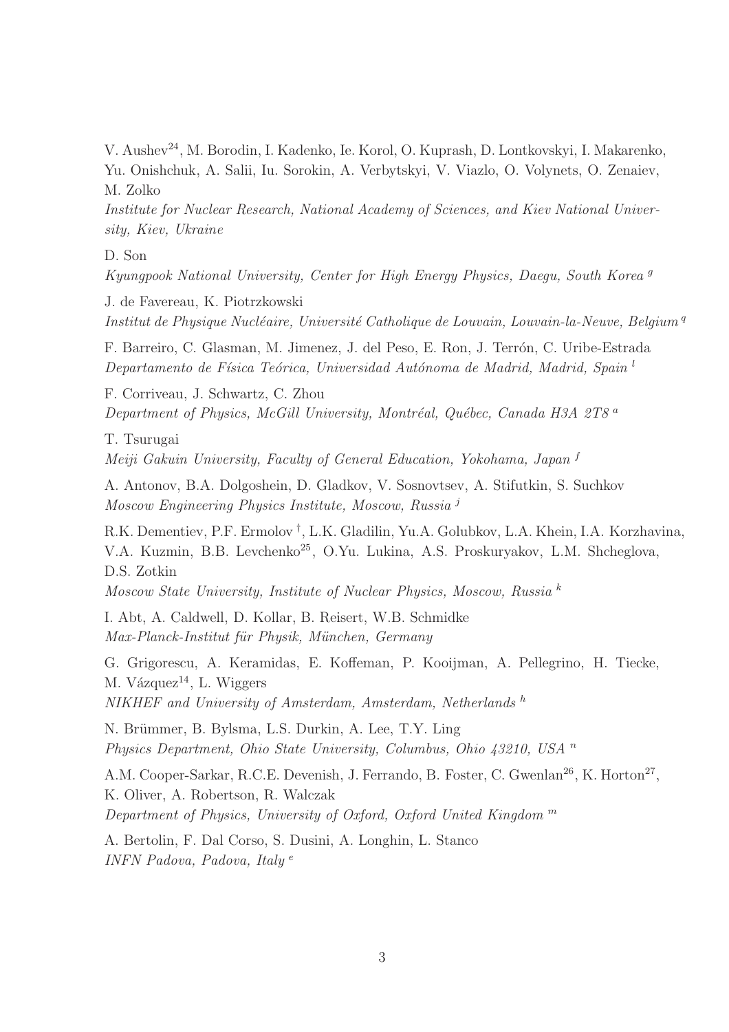V. Aushev[24], M. Borodin, I. Kadenko, Ie. Korol, O. Kuprash, D. Lontkovskyi, I. Makarenko, Yu. Onishchuk, A. Salii, Iu. Sorokin, A. Verbytskyi, V. Viazlo, O. Volynets, O. Zenaiev, M. Zolko
*Institute for Nuclear Research, National Academy of Sciences, and Kiev National University, Kiev, Ukraine*

D. Son
*Kyungpook National University, Center for High Energy Physics, Daegu, South Korea* [g]

J. de Favereau, K. Piotrzkowski
*Institut de Physique Nucléaire, Université Catholique de Louvain, Louvain-la-Neuve, Belgium* [q]

F. Barreiro, C. Glasman, M. Jimenez, J. del Peso, E. Ron, J. Terrón, C. Uribe-Estrada
*Departamento de Física Teórica, Universidad Autónoma de Madrid, Madrid, Spain* [l]

F. Corriveau, J. Schwartz, C. Zhou
*Department of Physics, McGill University, Montréal, Québec, Canada H3A 2T8* [a]

T. Tsurugai
*Meiji Gakuin University, Faculty of General Education, Yokohama, Japan* [f]

A. Antonov, B.A. Dolgoshein, D. Gladkov, V. Sosnovtsev, A. Stifutkin, S. Suchkov
*Moscow Engineering Physics Institute, Moscow, Russia* [j]

R.K. Dementiev, P.F. Ermolov [†], L.K. Gladilin, Yu.A. Golubkov, L.A. Khein, I.A. Korzhavina, V.A. Kuzmin, B.B. Levchenko[25], O.Yu. Lukina, A.S. Proskuryakov, L.M. Shcheglova, D.S. Zotkin
*Moscow State University, Institute of Nuclear Physics, Moscow, Russia* [k]

I. Abt, A. Caldwell, D. Kollar, B. Reisert, W.B. Schmidke
*Max-Planck-Institut für Physik, München, Germany*

G. Grigorescu, A. Keramidas, E. Koffeman, P. Kooijman, A. Pellegrino, H. Tiecke, M. Vázquez[14], L. Wiggers
*NIKHEF and University of Amsterdam, Amsterdam, Netherlands* [h]

N. Brümmer, B. Bylsma, L.S. Durkin, A. Lee, T.Y. Ling
*Physics Department, Ohio State University, Columbus, Ohio 43210, USA* [n]

A.M. Cooper-Sarkar, R.C.E. Devenish, J. Ferrando, B. Foster, C. Gwenlan[26], K. Horton[27], K. Oliver, A. Robertson, R. Walczak
*Department of Physics, University of Oxford, Oxford United Kingdom* [m]

A. Bertolin, F. Dal Corso, S. Dusini, A. Longhin, L. Stanco
*INFN Padova, Padova, Italy* [e]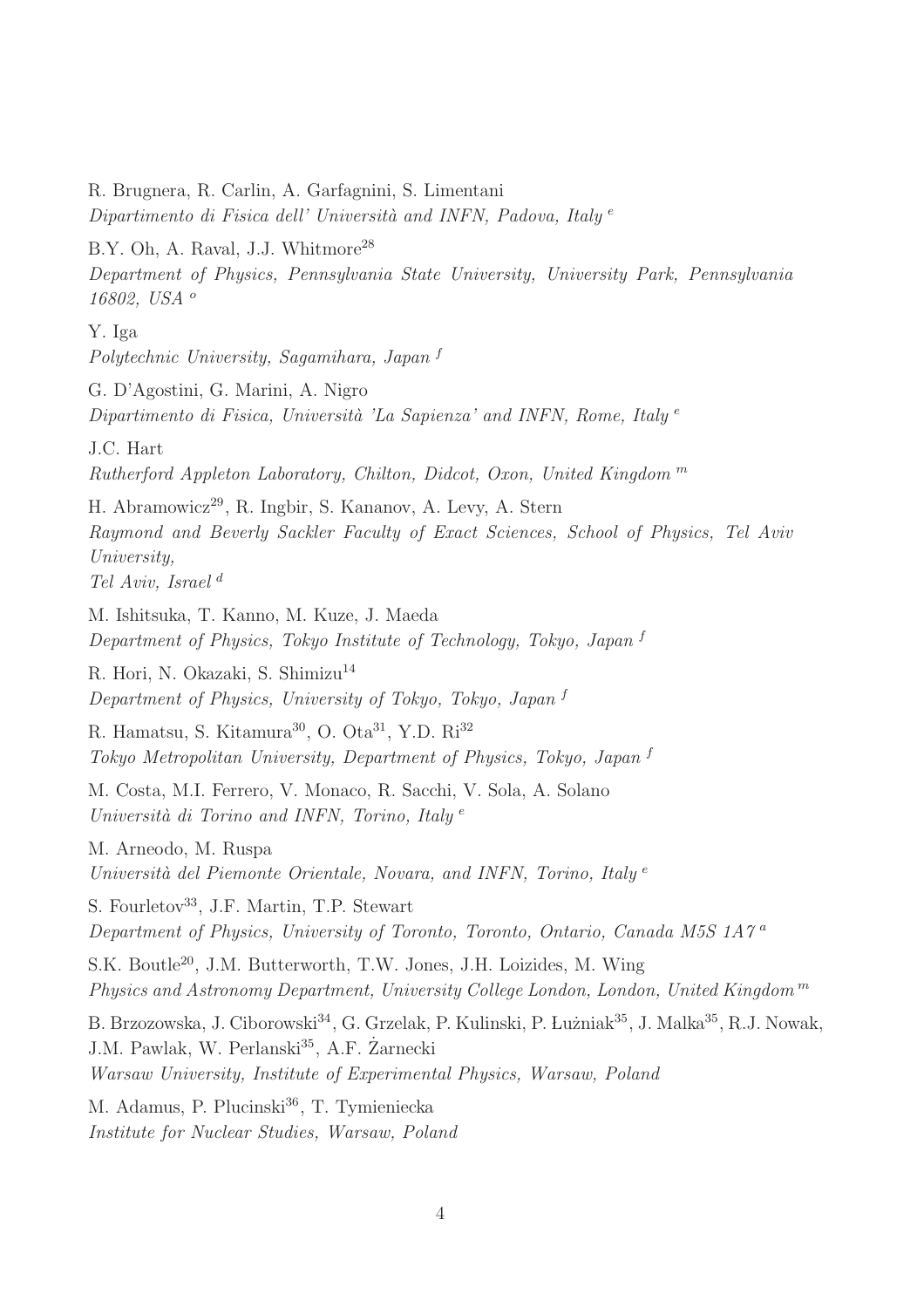R. Brugnera, R. Carlin, A. Garfagnini, S. Limentani  
*Dipartimento di Fisica dell' Università and INFN, Padova, Italy* [e]

B.Y. Oh, A. Raval, J.J. Whitmore[28]  
*Department of Physics, Pennsylvania State University, University Park, Pennsylvania 16802, USA* [o]

Y. Iga  
*Polytechnic University, Sagamihara, Japan* [f]

G. D'Agostini, G. Marini, A. Nigro  
*Dipartimento di Fisica, Università 'La Sapienza' and INFN, Rome, Italy* [e]

J.C. Hart  
*Rutherford Appleton Laboratory, Chilton, Didcot, Oxon, United Kingdom* [m]

H. Abramowicz[29], R. Ingbir, S. Kananov, A. Levy, A. Stern  
*Raymond and Beverly Sackler Faculty of Exact Sciences, School of Physics, Tel Aviv University,*  
*Tel Aviv, Israel* [d]

M. Ishitsuka, T. Kanno, M. Kuze, J. Maeda  
*Department of Physics, Tokyo Institute of Technology, Tokyo, Japan* [f]

R. Hori, N. Okazaki, S. Shimizu[14]  
*Department of Physics, University of Tokyo, Tokyo, Japan* [f]

R. Hamatsu, S. Kitamura[30], O. Ota[31], Y.D. Ri[32]  
*Tokyo Metropolitan University, Department of Physics, Tokyo, Japan* [f]

M. Costa, M.I. Ferrero, V. Monaco, R. Sacchi, V. Sola, A. Solano  
*Università di Torino and INFN, Torino, Italy* [e]

M. Arneodo, M. Ruspa  
*Università del Piemonte Orientale, Novara, and INFN, Torino, Italy* [e]

S. Fourletov[33], J.F. Martin, T.P. Stewart  
*Department of Physics, University of Toronto, Toronto, Ontario, Canada M5S 1A7* [a]

S.K. Boutle[20], J.M. Butterworth, T.W. Jones, J.H. Loizides, M. Wing  
*Physics and Astronomy Department, University College London, London, United Kingdom* [m]

B. Brzozowska, J. Ciborowski[34], G. Grzelak, P. Kulinski, P. Łużniak[35], J. Malka[35], R.J. Nowak, J.M. Pawlak, W. Perlanski[35], A.F. Żarnecki  
*Warsaw University, Institute of Experimental Physics, Warsaw, Poland*

M. Adamus, P. Plucinski[36], T. Tymieniecka  
*Institute for Nuclear Studies, Warsaw, Poland*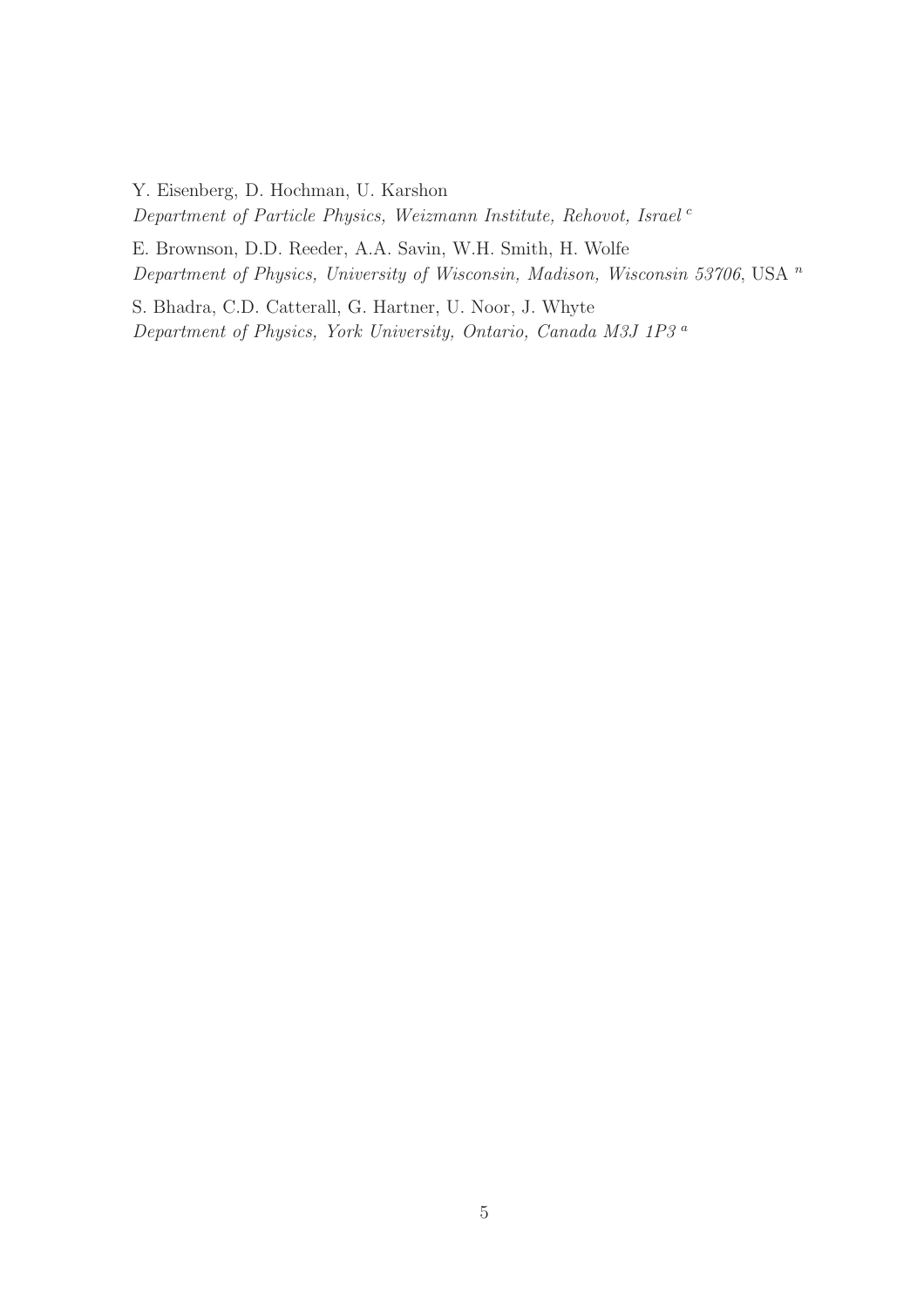Y. Eisenberg, D. Hochman, U. Karshon
*Department of Particle Physics, Weizmann Institute, Rehovot, Israel* [c]

E. Brownson, D.D. Reeder, A.A. Savin, W.H. Smith, H. Wolfe
*Department of Physics, University of Wisconsin, Madison, Wisconsin 53706*, USA [n]

S. Bhadra, C.D. Catterall, G. Hartner, U. Noor, J. Whyte
*Department of Physics, York University, Ontario, Canada M3J 1P3* [a]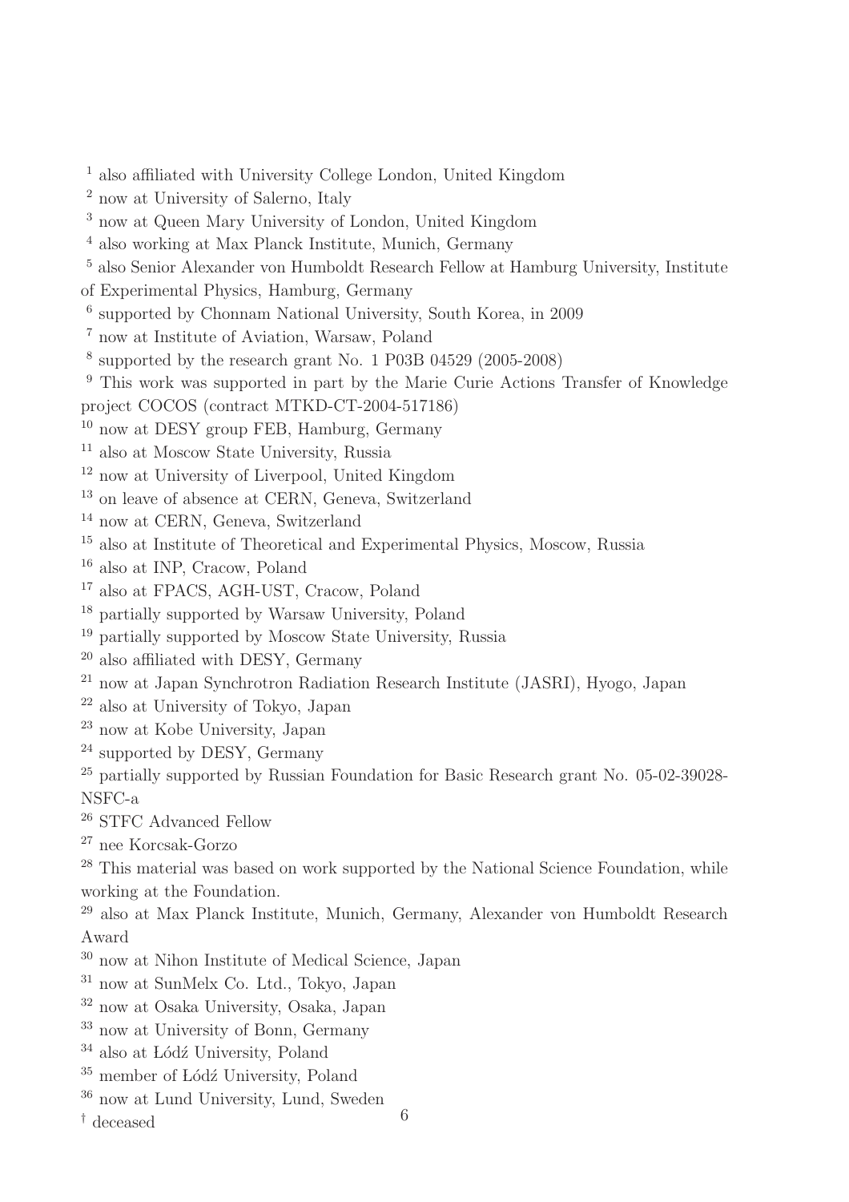[1] also affiliated with University College London, United Kingdom

[2] now at University of Salerno, Italy

[3] now at Queen Mary University of London, United Kingdom

[4] also working at Max Planck Institute, Munich, Germany

[5] also Senior Alexander von Humboldt Research Fellow at Hamburg University, Institute of Experimental Physics, Hamburg, Germany

[6] supported by Chonnam National University, South Korea, in 2009

[7] now at Institute of Aviation, Warsaw, Poland

[8] supported by the research grant No. 1 P03B 04529 (2005-2008)

[9] This work was supported in part by the Marie Curie Actions Transfer of Knowledge project COCOS (contract MTKD-CT-2004-517186)

[10] now at DESY group FEB, Hamburg, Germany

[11] also at Moscow State University, Russia

[12] now at University of Liverpool, United Kingdom

[13] on leave of absence at CERN, Geneva, Switzerland

[14] now at CERN, Geneva, Switzerland

[15] also at Institute of Theoretical and Experimental Physics, Moscow, Russia

[16] also at INP, Cracow, Poland

[17] also at FPACS, AGH-UST, Cracow, Poland

[18] partially supported by Warsaw University, Poland

[19] partially supported by Moscow State University, Russia

[20] also affiliated with DESY, Germany

[21] now at Japan Synchrotron Radiation Research Institute (JASRI), Hyogo, Japan

[22] also at University of Tokyo, Japan

[23] now at Kobe University, Japan

[24] supported by DESY, Germany

[25] partially supported by Russian Foundation for Basic Research grant No. 05-02-39028-NSFC-a

[26] STFC Advanced Fellow

[27] nee Korcsak-Gorzo

[28] This material was based on work supported by the National Science Foundation, while working at the Foundation.

[29] also at Max Planck Institute, Munich, Germany, Alexander von Humboldt Research Award

[30] now at Nihon Institute of Medical Science, Japan

[31] now at SunMelx Co. Ltd., Tokyo, Japan

[32] now at Osaka University, Osaka, Japan

[33] now at University of Bonn, Germany

[34] also at Łódź University, Poland

[35] member of Łódź University, Poland

[36] now at Lund University, Lund, Sweden

[†] deceased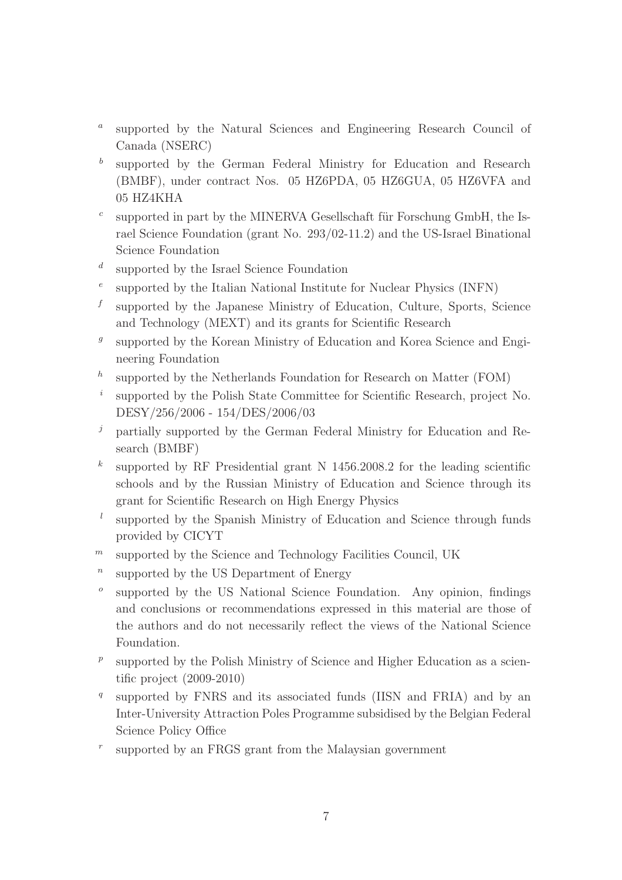[a] supported by the Natural Sciences and Engineering Research Council of Canada (NSERC)

[b] supported by the German Federal Ministry for Education and Research (BMBF), under contract Nos. 05 HZ6PDA, 05 HZ6GUA, 05 HZ6VFA and 05 HZ4KHA

[c] supported in part by the MINERVA Gesellschaft für Forschung GmbH, the Israel Science Foundation (grant No. 293/02-11.2) and the US-Israel Binational Science Foundation

[d] supported by the Israel Science Foundation

[e] supported by the Italian National Institute for Nuclear Physics (INFN)

[f] supported by the Japanese Ministry of Education, Culture, Sports, Science and Technology (MEXT) and its grants for Scientific Research

[g] supported by the Korean Ministry of Education and Korea Science and Engineering Foundation

[h] supported by the Netherlands Foundation for Research on Matter (FOM)

[i] supported by the Polish State Committee for Scientific Research, project No. DESY/256/2006 - 154/DES/2006/03

[j] partially supported by the German Federal Ministry for Education and Research (BMBF)

[k] supported by RF Presidential grant N 1456.2008.2 for the leading scientific schools and by the Russian Ministry of Education and Science through its grant for Scientific Research on High Energy Physics

[l] supported by the Spanish Ministry of Education and Science through funds provided by CICYT

[m] supported by the Science and Technology Facilities Council, UK

[n] supported by the US Department of Energy

[o] supported by the US National Science Foundation. Any opinion, findings and conclusions or recommendations expressed in this material are those of the authors and do not necessarily reflect the views of the National Science Foundation.

[p] supported by the Polish Ministry of Science and Higher Education as a scientific project (2009-2010)

[q] supported by FNRS and its associated funds (IISN and FRIA) and by an Inter-University Attraction Poles Programme subsidised by the Belgian Federal Science Policy Office

[r] supported by an FRGS grant from the Malaysian government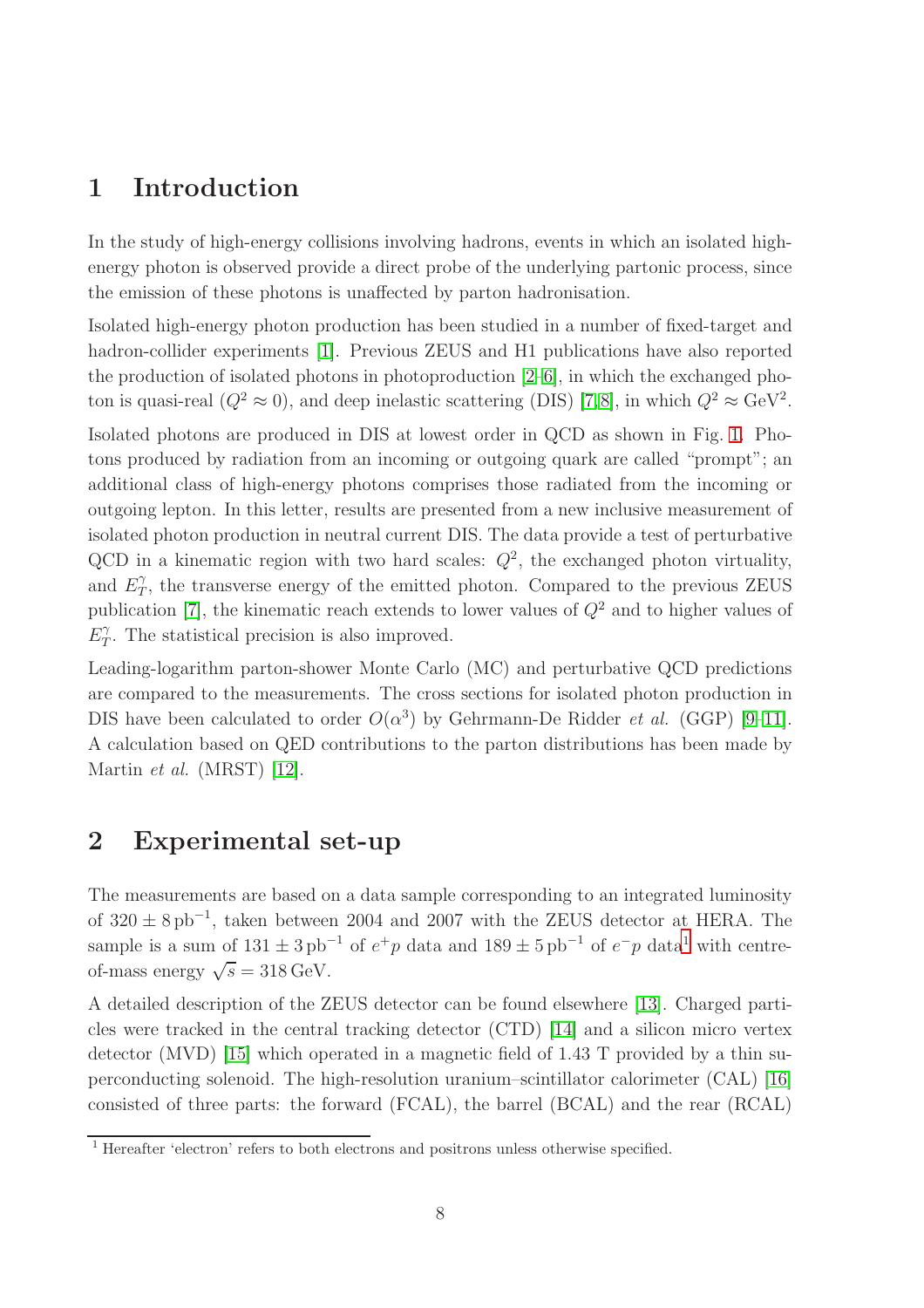# 1 Introduction

In the study of high-energy collisions involving hadrons, events in which an isolated high-energy photon is observed provide a direct probe of the underlying partonic process, since the emission of these photons is unaffected by parton hadronisation.

Isolated high-energy photon production has been studied in a number of fixed-target and hadron-collider experiments [1]. Previous ZEUS and H1 publications have also reported the production of isolated photons in photoproduction [2–6], in which the exchanged photon is quasi-real ($Q^2 \approx 0$), and deep inelastic scattering (DIS) [7,8], in which $Q^2 \approx \mathrm{GeV}^2$.

Isolated photons are produced in DIS at lowest order in QCD as shown in Fig. 1. Photons produced by radiation from an incoming or outgoing quark are called "prompt"; an additional class of high-energy photons comprises those radiated from the incoming or outgoing lepton. In this letter, results are presented from a new inclusive measurement of isolated photon production in neutral current DIS. The data provide a test of perturbative QCD in a kinematic region with two hard scales: $Q^2$, the exchanged photon virtuality, and $E_T^\gamma$, the transverse energy of the emitted photon. Compared to the previous ZEUS publication [7], the kinematic reach extends to lower values of $Q^2$ and to higher values of $E_T^\gamma$. The statistical precision is also improved.

Leading-logarithm parton-shower Monte Carlo (MC) and perturbative QCD predictions are compared to the measurements. The cross sections for isolated photon production in DIS have been calculated to order $O(\alpha^3)$ by Gehrmann-De Ridder *et al.* (GGP) [9–11]. A calculation based on QED contributions to the parton distributions has been made by Martin *et al.* (MRST) [12].

# 2 Experimental set-up

The measurements are based on a data sample corresponding to an integrated luminosity of $320 \pm 8\,\mathrm{pb}^{-1}$, taken between 2004 and 2007 with the ZEUS detector at HERA. The sample is a sum of $131 \pm 3\,\mathrm{pb}^{-1}$ of $e^+p$ data and $189 \pm 5\,\mathrm{pb}^{-1}$ of $e^-p$ data[1] with centre-of-mass energy $\sqrt{s} = 318\,\mathrm{GeV}$.

A detailed description of the ZEUS detector can be found elsewhere [13]. Charged particles were tracked in the central tracking detector (CTD) [14] and a silicon micro vertex detector (MVD) [15] which operated in a magnetic field of 1.43 T provided by a thin superconducting solenoid. The high-resolution uranium–scintillator calorimeter (CAL) [16] consisted of three parts: the forward (FCAL), the barrel (BCAL) and the rear (RCAL)

[1] Hereafter 'electron' refers to both electrons and positrons unless otherwise specified.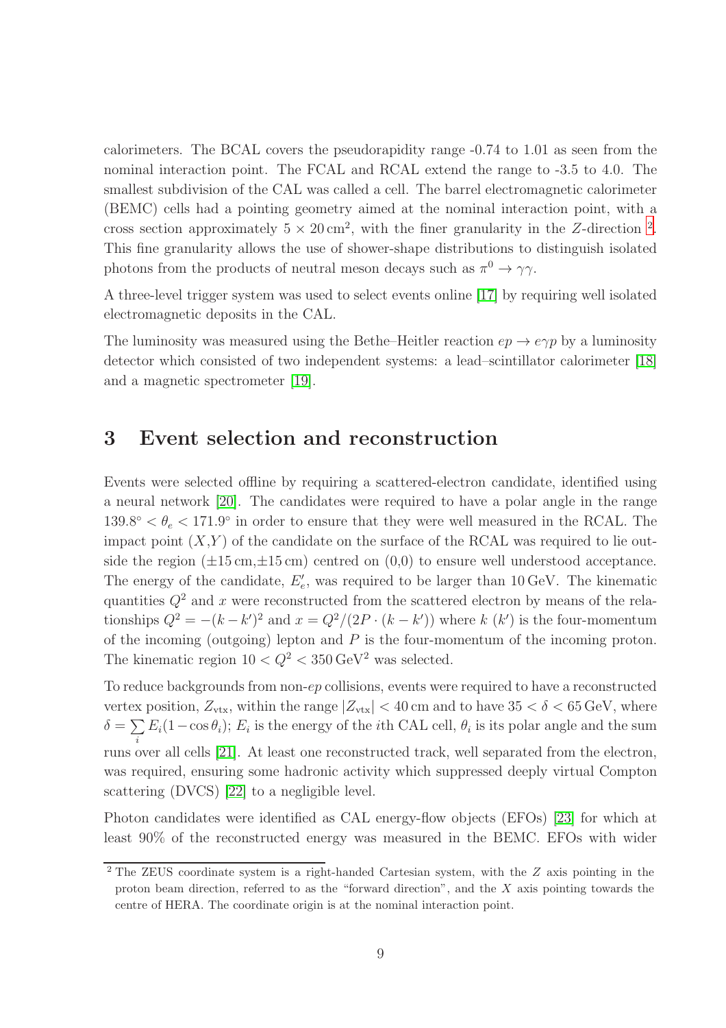calorimeters. The BCAL covers the pseudorapidity range -0.74 to 1.01 as seen from the nominal interaction point. The FCAL and RCAL extend the range to -3.5 to 4.0. The smallest subdivision of the CAL was called a cell. The barrel electromagnetic calorimeter (BEMC) cells had a pointing geometry aimed at the nominal interaction point, with a cross section approximately $5 \times 20\,\text{cm}^2$, with the finer granularity in the $Z$-direction [2]. This fine granularity allows the use of shower-shape distributions to distinguish isolated photons from the products of neutral meson decays such as $\pi^0 \to \gamma\gamma$.

A three-level trigger system was used to select events online [17] by requiring well isolated electromagnetic deposits in the CAL.

The luminosity was measured using the Bethe–Heitler reaction $ep \to e\gamma p$ by a luminosity detector which consisted of two independent systems: a lead–scintillator calorimeter [18] and a magnetic spectrometer [19].

## 3 Event selection and reconstruction

Events were selected offline by requiring a scattered-electron candidate, identified using a neural network [20]. The candidates were required to have a polar angle in the range $139.8^\circ < \theta_e < 171.9^\circ$ in order to ensure that they were well measured in the RCAL. The impact point $(X,Y)$ of the candidate on the surface of the RCAL was required to lie outside the region ($\pm 15\,\text{cm}$,$\pm 15\,\text{cm}$) centred on (0,0) to ensure well understood acceptance. The energy of the candidate, $E_e'$, was required to be larger than 10 GeV. The kinematic quantities $Q^2$ and $x$ were reconstructed from the scattered electron by means of the relationships $Q^2 = -(k - k')^2$ and $x = Q^2/(2P \cdot (k - k'))$ where $k$ ($k'$) is the four-momentum of the incoming (outgoing) lepton and $P$ is the four-momentum of the incoming proton. The kinematic region $10 < Q^2 < 350\,\text{GeV}^2$ was selected.

To reduce backgrounds from non-$ep$ collisions, events were required to have a reconstructed vertex position, $Z_{\text{vtx}}$, within the range $|Z_{\text{vtx}}| < 40\,\text{cm}$ and to have $35 < \delta < 65\,\text{GeV}$, where $\delta = \sum_i E_i(1 - \cos\theta_i)$; $E_i$ is the energy of the $i$th CAL cell, $\theta_i$ is its polar angle and the sum runs over all cells [21]. At least one reconstructed track, well separated from the electron, was required, ensuring some hadronic activity which suppressed deeply virtual Compton scattering (DVCS) [22] to a negligible level.

Photon candidates were identified as CAL energy-flow objects (EFOs) [23] for which at least 90% of the reconstructed energy was measured in the BEMC. EFOs with wider

---

[2] The ZEUS coordinate system is a right-handed Cartesian system, with the $Z$ axis pointing in the proton beam direction, referred to as the "forward direction", and the $X$ axis pointing towards the centre of HERA. The coordinate origin is at the nominal interaction point.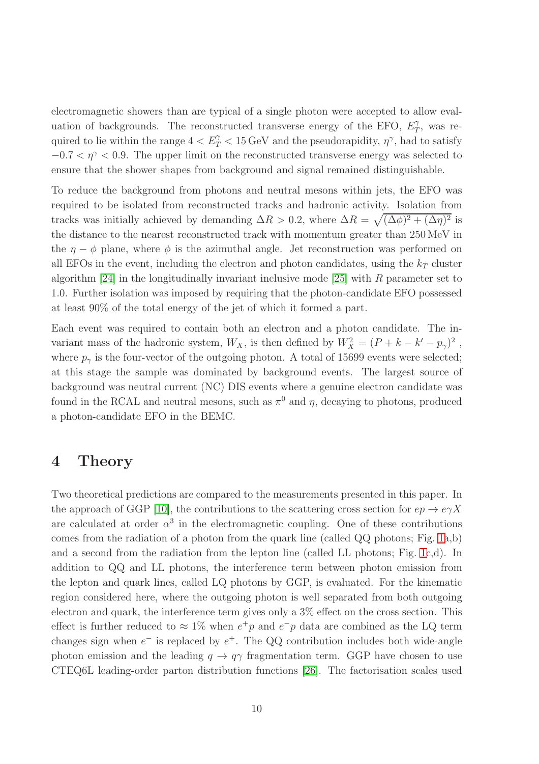electromagnetic showers than are typical of a single photon were accepted to allow evaluation of backgrounds. The reconstructed transverse energy of the EFO, $E_T^\gamma$, was required to lie within the range $4 < E_T^\gamma < 15$ GeV and the pseudorapidity, $\eta^\gamma$, had to satisfy $-0.7 < \eta^\gamma < 0.9$. The upper limit on the reconstructed transverse energy was selected to ensure that the shower shapes from background and signal remained distinguishable.

To reduce the background from photons and neutral mesons within jets, the EFO was required to be isolated from reconstructed tracks and hadronic activity. Isolation from tracks was initially achieved by demanding $\Delta R > 0.2$, where $\Delta R = \sqrt{(\Delta\phi)^2 + (\Delta\eta)^2}$ is the distance to the nearest reconstructed track with momentum greater than 250 MeV in the $\eta - \phi$ plane, where $\phi$ is the azimuthal angle. Jet reconstruction was performed on all EFOs in the event, including the electron and photon candidates, using the $k_T$ cluster algorithm [24] in the longitudinally invariant inclusive mode [25] with $R$ parameter set to 1.0. Further isolation was imposed by requiring that the photon-candidate EFO possessed at least 90% of the total energy of the jet of which it formed a part.

Each event was required to contain both an electron and a photon candidate. The invariant mass of the hadronic system, $W_X$, is then defined by $W_X^2 = (P + k - k' - p_\gamma)^2$ , where $p_\gamma$ is the four-vector of the outgoing photon. A total of 15699 events were selected; at this stage the sample was dominated by background events. The largest source of background was neutral current (NC) DIS events where a genuine electron candidate was found in the RCAL and neutral mesons, such as $\pi^0$ and $\eta$, decaying to photons, produced a photon-candidate EFO in the BEMC.

## 4 Theory

Two theoretical predictions are compared to the measurements presented in this paper. In the approach of GGP [10], the contributions to the scattering cross section for $ep \to e\gamma X$ are calculated at order $\alpha^3$ in the electromagnetic coupling. One of these contributions comes from the radiation of a photon from the quark line (called QQ photons; Fig. 1a,b) and a second from the radiation from the lepton line (called LL photons; Fig. 1c,d). In addition to QQ and LL photons, the interference term between photon emission from the lepton and quark lines, called LQ photons by GGP, is evaluated. For the kinematic region considered here, where the outgoing photon is well separated from both outgoing electron and quark, the interference term gives only a 3% effect on the cross section. This effect is further reduced to $\approx 1\%$ when $e^+p$ and $e^-p$ data are combined as the LQ term changes sign when $e^-$ is replaced by $e^+$. The QQ contribution includes both wide-angle photon emission and the leading $q \to q\gamma$ fragmentation term. GGP have chosen to use CTEQ6L leading-order parton distribution functions [26]. The factorisation scales used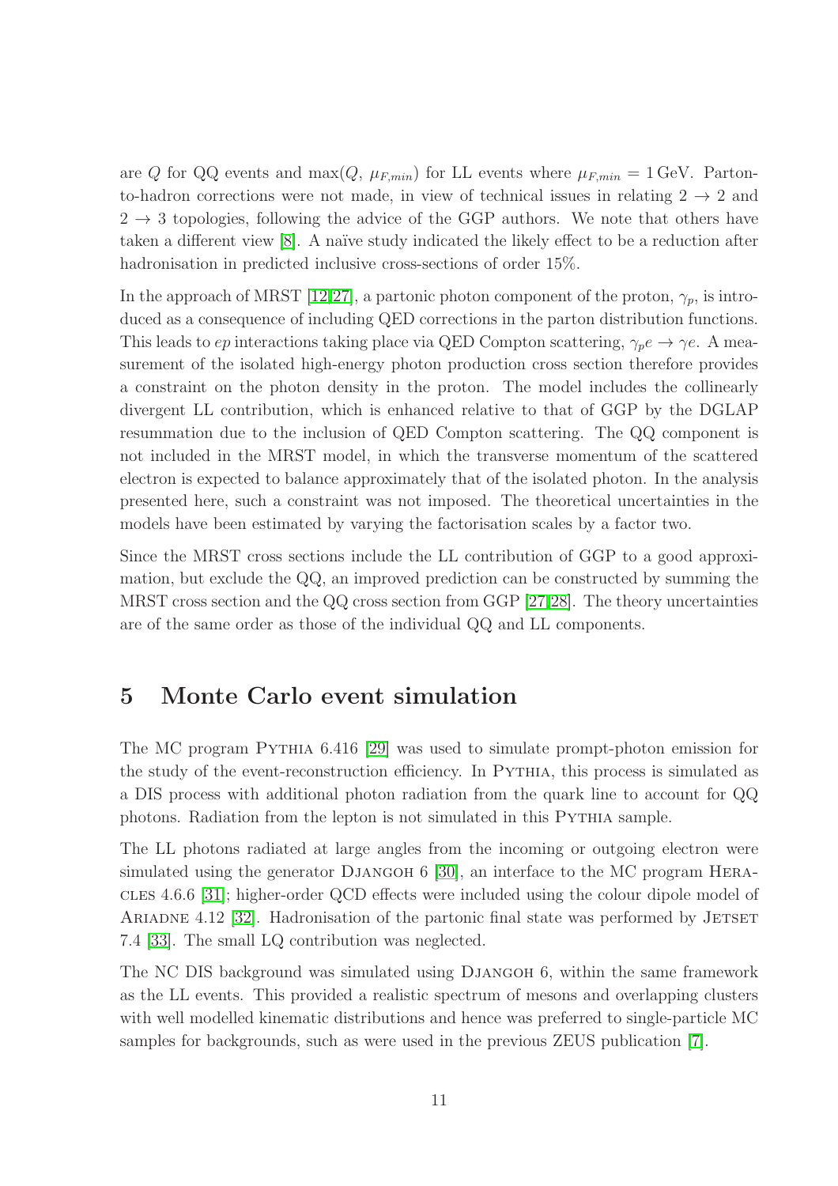are $Q$ for QQ events and $\max(Q,\ \mu_{F,min})$ for LL events where $\mu_{F,min} = 1\,\text{GeV}$. Parton-to-hadron corrections were not made, in view of technical issues in relating $2 \to 2$ and $2 \to 3$ topologies, following the advice of the GGP authors. We note that others have taken a different view [8]. A naïve study indicated the likely effect to be a reduction after hadronisation in predicted inclusive cross-sections of order 15%.

In the approach of MRST [12,27], a partonic photon component of the proton, $\gamma_p$, is introduced as a consequence of including QED corrections in the parton distribution functions. This leads to $ep$ interactions taking place via QED Compton scattering, $\gamma_p e \to \gamma e$. A measurement of the isolated high-energy photon production cross section therefore provides a constraint on the photon density in the proton. The model includes the collinearly divergent LL contribution, which is enhanced relative to that of GGP by the DGLAP resummation due to the inclusion of QED Compton scattering. The QQ component is not included in the MRST model, in which the transverse momentum of the scattered electron is expected to balance approximately that of the isolated photon. In the analysis presented here, such a constraint was not imposed. The theoretical uncertainties in the models have been estimated by varying the factorisation scales by a factor two.

Since the MRST cross sections include the LL contribution of GGP to a good approximation, but exclude the QQ, an improved prediction can be constructed by summing the MRST cross section and the QQ cross section from GGP [27,28]. The theory uncertainties are of the same order as those of the individual QQ and LL components.

## 5 Monte Carlo event simulation

The MC program Pythia 6.416 [29] was used to simulate prompt-photon emission for the study of the event-reconstruction efficiency. In Pythia, this process is simulated as a DIS process with additional photon radiation from the quark line to account for QQ photons. Radiation from the lepton is not simulated in this Pythia sample.

The LL photons radiated at large angles from the incoming or outgoing electron were simulated using the generator Djangoh 6 [30], an interface to the MC program Heracles 4.6.6 [31]; higher-order QCD effects were included using the colour dipole model of Ariadne 4.12 [32]. Hadronisation of the partonic final state was performed by Jetset 7.4 [33]. The small LQ contribution was neglected.

The NC DIS background was simulated using Djangoh 6, within the same framework as the LL events. This provided a realistic spectrum of mesons and overlapping clusters with well modelled kinematic distributions and hence was preferred to single-particle MC samples for backgrounds, such as were used in the previous ZEUS publication [7].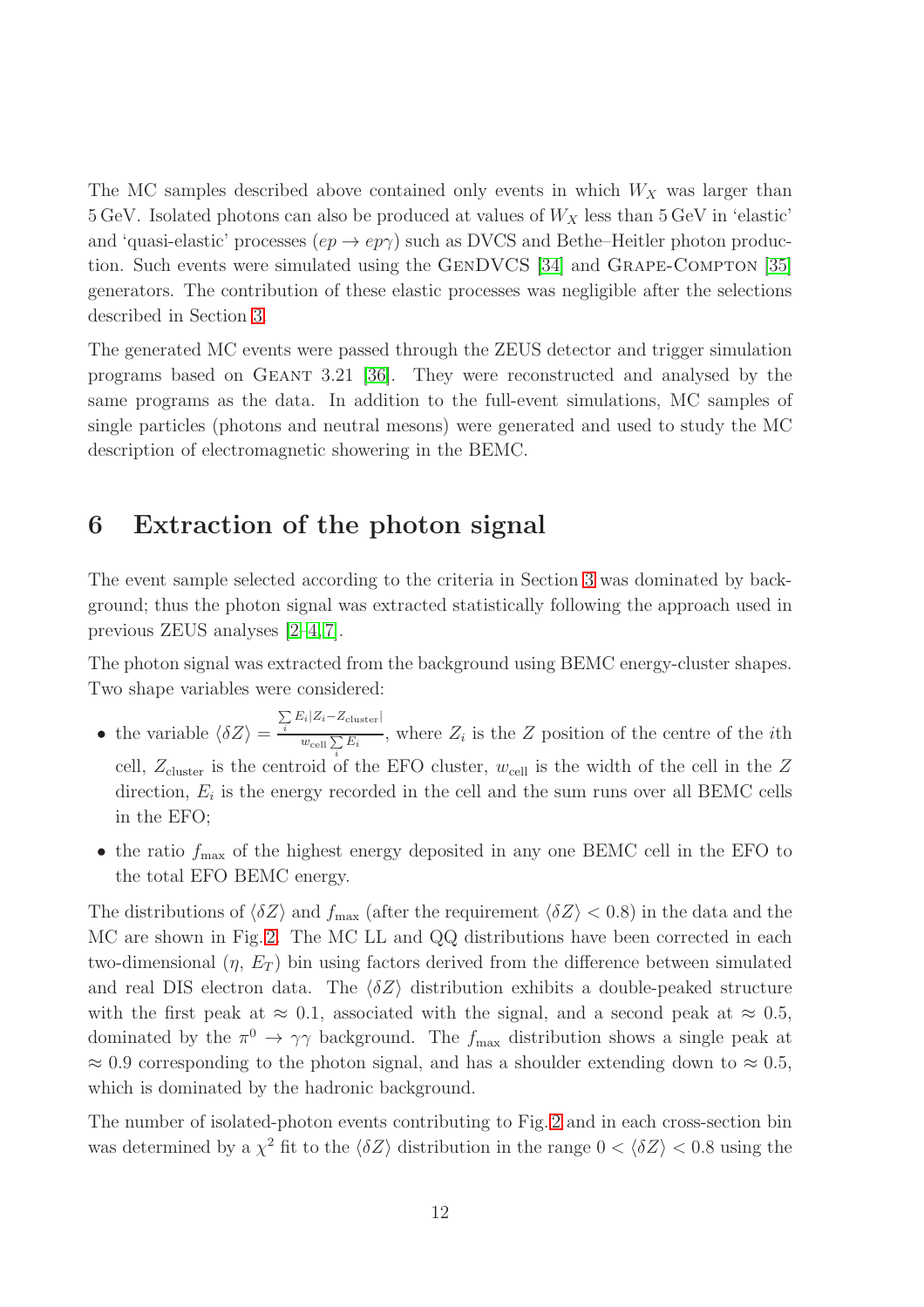The MC samples described above contained only events in which $W_X$ was larger than 5 GeV. Isolated photons can also be produced at values of $W_X$ less than 5 GeV in 'elastic' and 'quasi-elastic' processes ($ep \to ep\gamma$) such as DVCS and Bethe–Heitler photon production. Such events were simulated using the GenDVCS [34] and Grape-Compton [35] generators. The contribution of these elastic processes was negligible after the selections described in Section 3.

The generated MC events were passed through the ZEUS detector and trigger simulation programs based on Geant 3.21 [36]. They were reconstructed and analysed by the same programs as the data. In addition to the full-event simulations, MC samples of single particles (photons and neutral mesons) were generated and used to study the MC description of electromagnetic showering in the BEMC.

## 6 Extraction of the photon signal

The event sample selected according to the criteria in Section 3 was dominated by background; thus the photon signal was extracted statistically following the approach used in previous ZEUS analyses [2–4,7].

The photon signal was extracted from the background using BEMC energy-cluster shapes. Two shape variables were considered:

- the variable $\langle \delta Z \rangle = \frac{\sum_i E_i |Z_i - Z_{\rm cluster}|}{w_{\rm cell} \sum_i E_i}$, where $Z_i$ is the $Z$ position of the centre of the $i$th cell, $Z_{\rm cluster}$ is the centroid of the EFO cluster, $w_{\rm cell}$ is the width of the cell in the $Z$ direction, $E_i$ is the energy recorded in the cell and the sum runs over all BEMC cells in the EFO;
- the ratio $f_{\rm max}$ of the highest energy deposited in any one BEMC cell in the EFO to the total EFO BEMC energy.

The distributions of $\langle \delta Z \rangle$ and $f_{\rm max}$ (after the requirement $\langle \delta Z \rangle < 0.8$) in the data and the MC are shown in Fig. 2. The MC LL and QQ distributions have been corrected in each two-dimensional ($\eta$, $E_T$) bin using factors derived from the difference between simulated and real DIS electron data. The $\langle \delta Z \rangle$ distribution exhibits a double-peaked structure with the first peak at $\approx 0.1$, associated with the signal, and a second peak at $\approx 0.5$, dominated by the $\pi^0 \to \gamma\gamma$ background. The $f_{\rm max}$ distribution shows a single peak at $\approx 0.9$ corresponding to the photon signal, and has a shoulder extending down to $\approx 0.5$, which is dominated by the hadronic background.

The number of isolated-photon events contributing to Fig. 2 and in each cross-section bin was determined by a $\chi^2$ fit to the $\langle \delta Z \rangle$ distribution in the range $0 < \langle \delta Z \rangle < 0.8$ using the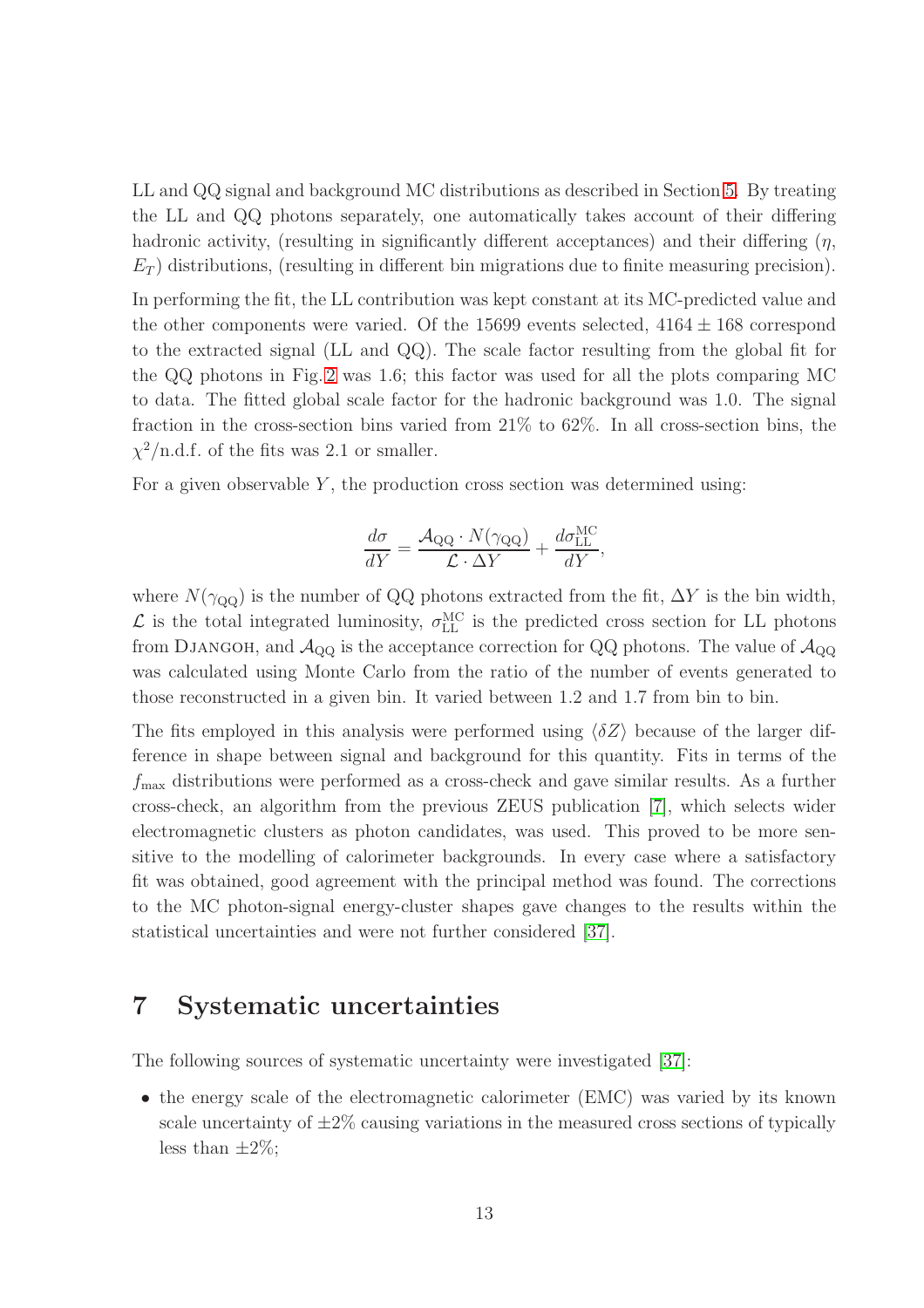LL and QQ signal and background MC distributions as described in Section 5. By treating the LL and QQ photons separately, one automatically takes account of their differing hadronic activity, (resulting in significantly different acceptances) and their differing ($\eta$, $E_T$) distributions, (resulting in different bin migrations due to finite measuring precision).

In performing the fit, the LL contribution was kept constant at its MC-predicted value and the other components were varied. Of the 15699 events selected, $4164 \pm 168$ correspond to the extracted signal (LL and QQ). The scale factor resulting from the global fit for the QQ photons in Fig. 2 was 1.6; this factor was used for all the plots comparing MC to data. The fitted global scale factor for the hadronic background was 1.0. The signal fraction in the cross-section bins varied from 21% to 62%. In all cross-section bins, the $\chi^2$/n.d.f. of the fits was 2.1 or smaller.

For a given observable $Y$, the production cross section was determined using:

$$\frac{d\sigma}{dY} = \frac{\mathcal{A}_{\rm QQ} \cdot N(\gamma_{\rm QQ})}{\mathcal{L} \cdot \Delta Y} + \frac{d\sigma_{\rm LL}^{\rm MC}}{dY},$$

where $N(\gamma_{\rm QQ})$ is the number of QQ photons extracted from the fit, $\Delta Y$ is the bin width, $\mathcal{L}$ is the total integrated luminosity, $\sigma_{\rm LL}^{\rm MC}$ is the predicted cross section for LL photons from DJANGOH, and $\mathcal{A}_{\rm QQ}$ is the acceptance correction for QQ photons. The value of $\mathcal{A}_{\rm QQ}$ was calculated using Monte Carlo from the ratio of the number of events generated to those reconstructed in a given bin. It varied between 1.2 and 1.7 from bin to bin.

The fits employed in this analysis were performed using $\langle \delta Z \rangle$ because of the larger difference in shape between signal and background for this quantity. Fits in terms of the $f_{\rm max}$ distributions were performed as a cross-check and gave similar results. As a further cross-check, an algorithm from the previous ZEUS publication [7], which selects wider electromagnetic clusters as photon candidates, was used. This proved to be more sensitive to the modelling of calorimeter backgrounds. In every case where a satisfactory fit was obtained, good agreement with the principal method was found. The corrections to the MC photon-signal energy-cluster shapes gave changes to the results within the statistical uncertainties and were not further considered [37].

# 7 Systematic uncertainties

The following sources of systematic uncertainty were investigated [37]:

- the energy scale of the electromagnetic calorimeter (EMC) was varied by its known scale uncertainty of $\pm 2\%$ causing variations in the measured cross sections of typically less than $\pm 2\%$;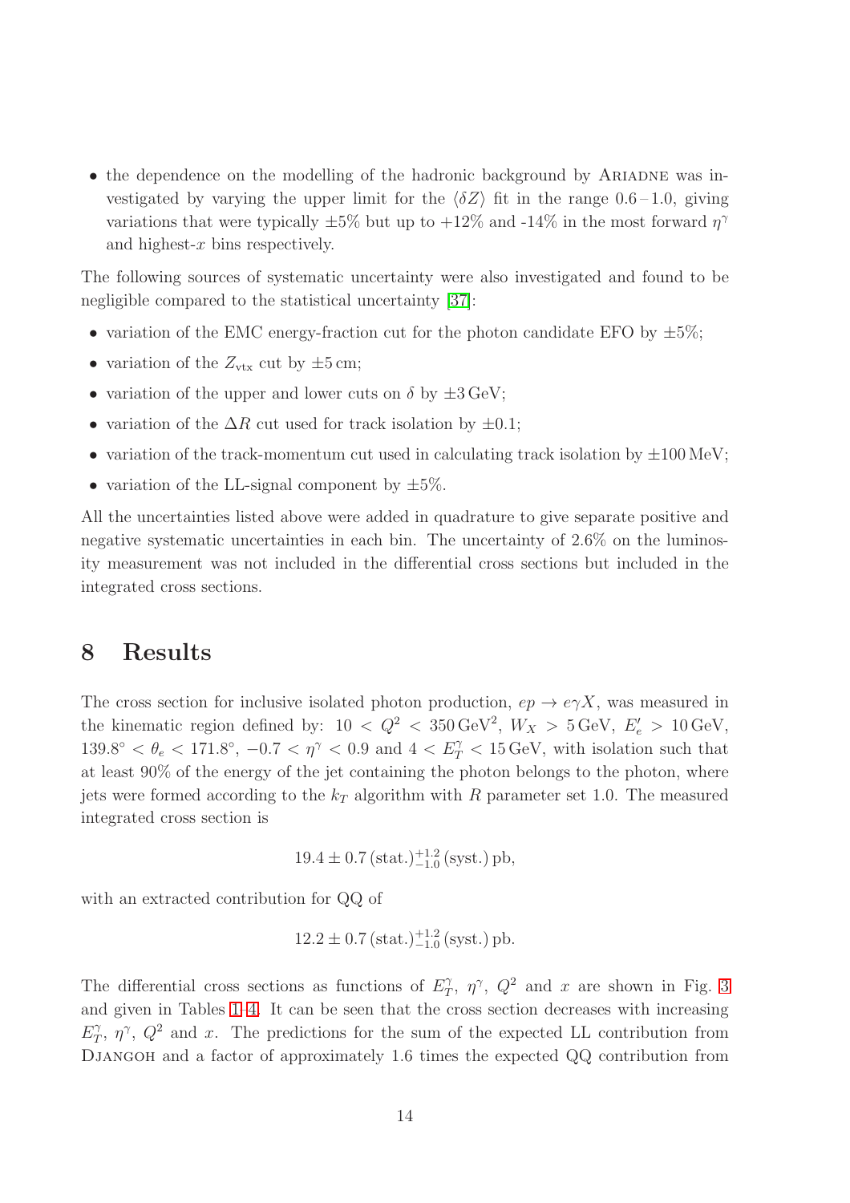- the dependence on the modelling of the hadronic background by ARIADNE was investigated by varying the upper limit for the $\langle \delta Z \rangle$ fit in the range $0.6 - 1.0$, giving variations that were typically $\pm 5\%$ but up to $+12\%$ and -14% in the most forward $\eta^{\gamma}$ and highest-$x$ bins respectively.

The following sources of systematic uncertainty were also investigated and found to be negligible compared to the statistical uncertainty [37]:

- variation of the EMC energy-fraction cut for the photon candidate EFO by $\pm 5\%$;
- variation of the $Z_{\rm vtx}$ cut by $\pm 5\,$cm;
- variation of the upper and lower cuts on $\delta$ by $\pm 3\,$GeV;
- variation of the $\Delta R$ cut used for track isolation by $\pm 0.1$;
- variation of the track-momentum cut used in calculating track isolation by $\pm 100\,$MeV;
- variation of the LL-signal component by $\pm 5\%$.

All the uncertainties listed above were added in quadrature to give separate positive and negative systematic uncertainties in each bin. The uncertainty of 2.6% on the luminosity measurement was not included in the differential cross sections but included in the integrated cross sections.

# 8 Results

The cross section for inclusive isolated photon production, $ep \rightarrow e\gamma X$, was measured in the kinematic region defined by: $10 < Q^2 < 350\,{\rm GeV}^2$, $W_X > 5\,{\rm GeV}$, $E'_e > 10\,{\rm GeV}$, $139.8^{\circ} < \theta_e < 171.8^{\circ}$, $-0.7 < \eta^{\gamma} < 0.9$ and $4 < E_T^{\gamma} < 15\,{\rm GeV}$, with isolation such that at least 90% of the energy of the jet containing the photon belongs to the photon, where jets were formed according to the $k_T$ algorithm with $R$ parameter set 1.0. The measured integrated cross section is

$$19.4 \pm 0.7\,({\rm stat.})^{+1.2}_{-1.0}\,({\rm syst.})\,{\rm pb},$$

with an extracted contribution for QQ of

$$12.2 \pm 0.7\,({\rm stat.})^{+1.2}_{-1.0}\,({\rm syst.})\,{\rm pb}.$$

The differential cross sections as functions of $E_T^{\gamma}$, $\eta^{\gamma}$, $Q^2$ and $x$ are shown in Fig. 3 and given in Tables 1–4. It can be seen that the cross section decreases with increasing $E_T^{\gamma}$, $\eta^{\gamma}$, $Q^2$ and $x$. The predictions for the sum of the expected LL contribution from DJANGOH and a factor of approximately 1.6 times the expected QQ contribution from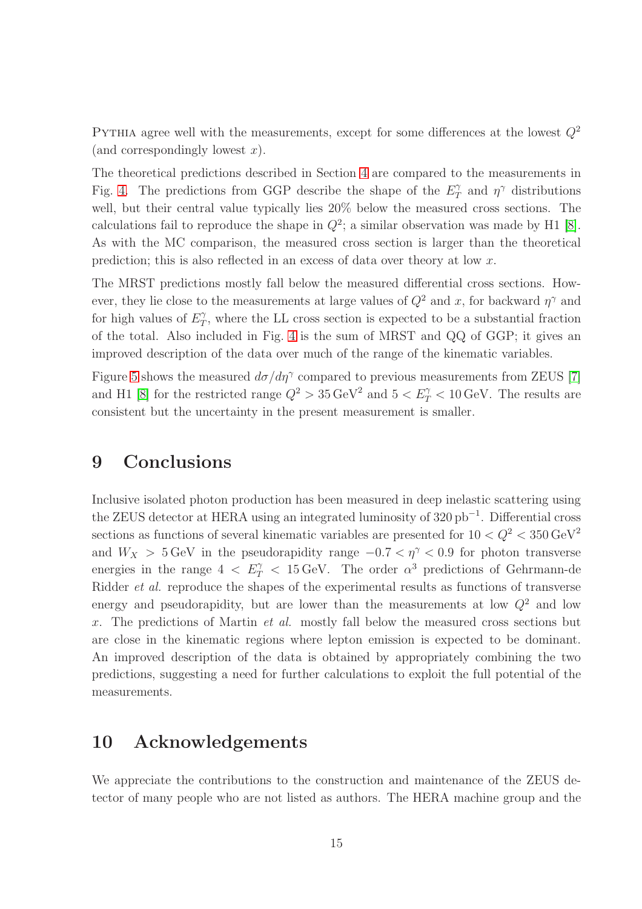PYTHIA agree well with the measurements, except for some differences at the lowest $Q^2$ (and correspondingly lowest $x$).

The theoretical predictions described in Section 4 are compared to the measurements in Fig. 4. The predictions from GGP describe the shape of the $E_T^\gamma$ and $\eta^\gamma$ distributions well, but their central value typically lies 20% below the measured cross sections. The calculations fail to reproduce the shape in $Q^2$; a similar observation was made by H1 [8]. As with the MC comparison, the measured cross section is larger than the theoretical prediction; this is also reflected in an excess of data over theory at low $x$.

The MRST predictions mostly fall below the measured differential cross sections. However, they lie close to the measurements at large values of $Q^2$ and $x$, for backward $\eta^\gamma$ and for high values of $E_T^\gamma$, where the LL cross section is expected to be a substantial fraction of the total. Also included in Fig. 4 is the sum of MRST and QQ of GGP; it gives an improved description of the data over much of the range of the kinematic variables.

Figure 5 shows the measured $d\sigma/d\eta^\gamma$ compared to previous measurements from ZEUS [7] and H1 [8] for the restricted range $Q^2 > 35\,\text{GeV}^2$ and $5 < E_T^\gamma < 10\,\text{GeV}$. The results are consistent but the uncertainty in the present measurement is smaller.

## 9 Conclusions

Inclusive isolated photon production has been measured in deep inelastic scattering using the ZEUS detector at HERA using an integrated luminosity of $320\,\text{pb}^{-1}$. Differential cross sections as functions of several kinematic variables are presented for $10 < Q^2 < 350\,\text{GeV}^2$ and $W_X > 5\,\text{GeV}$ in the pseudorapidity range $-0.7 < \eta^\gamma < 0.9$ for photon transverse energies in the range $4 < E_T^\gamma < 15\,\text{GeV}$. The order $\alpha^3$ predictions of Gehrmann-de Ridder *et al.* reproduce the shapes of the experimental results as functions of transverse energy and pseudorapidity, but are lower than the measurements at low $Q^2$ and low $x$. The predictions of Martin *et al.* mostly fall below the measured cross sections but are close in the kinematic regions where lepton emission is expected to be dominant. An improved description of the data is obtained by appropriately combining the two predictions, suggesting a need for further calculations to exploit the full potential of the measurements.

## 10 Acknowledgements

We appreciate the contributions to the construction and maintenance of the ZEUS detector of many people who are not listed as authors. The HERA machine group and the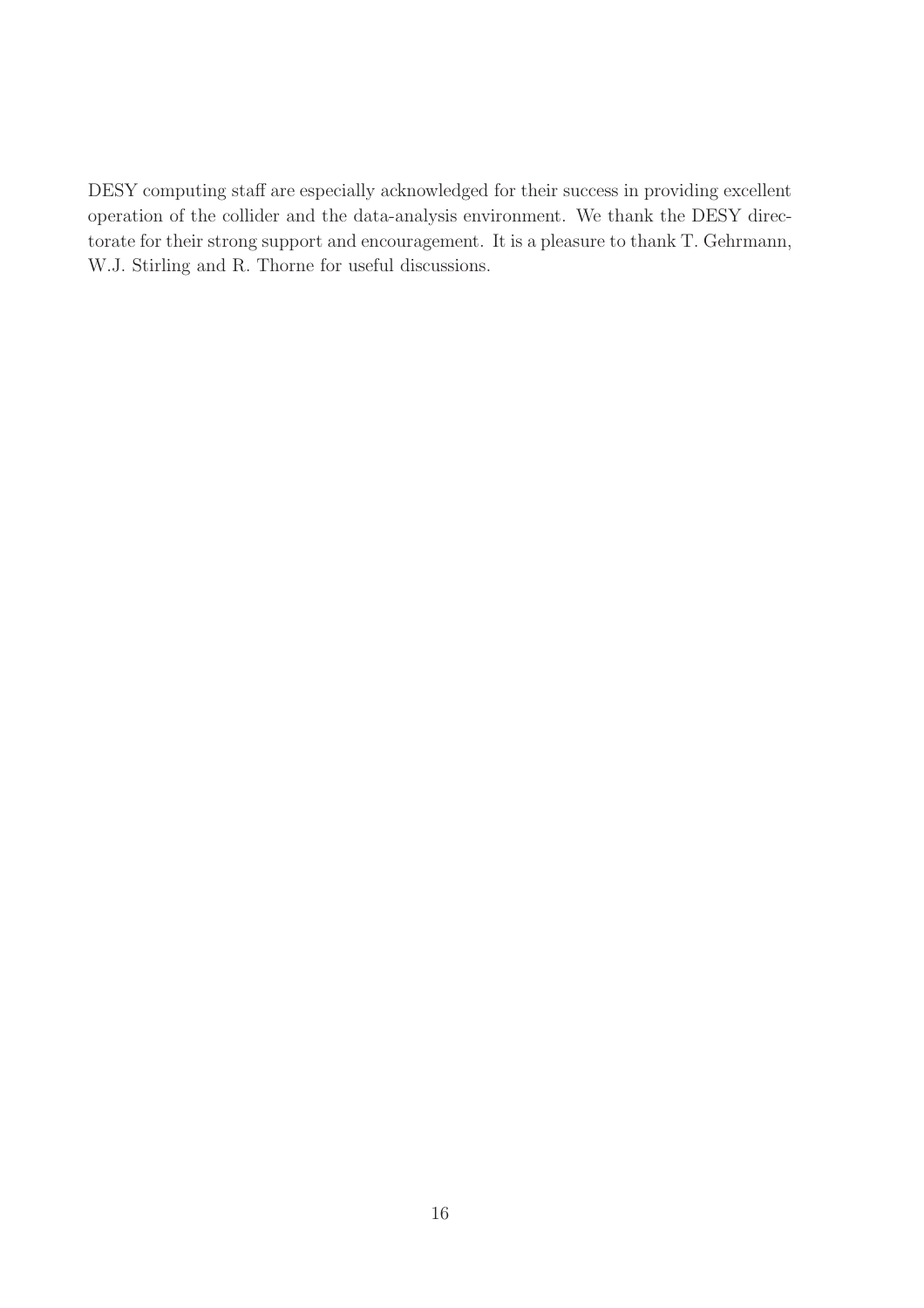DESY computing staff are especially acknowledged for their success in providing excellent operation of the collider and the data-analysis environment. We thank the DESY directorate for their strong support and encouragement. It is a pleasure to thank T. Gehrmann, W.J. Stirling and R. Thorne for useful discussions.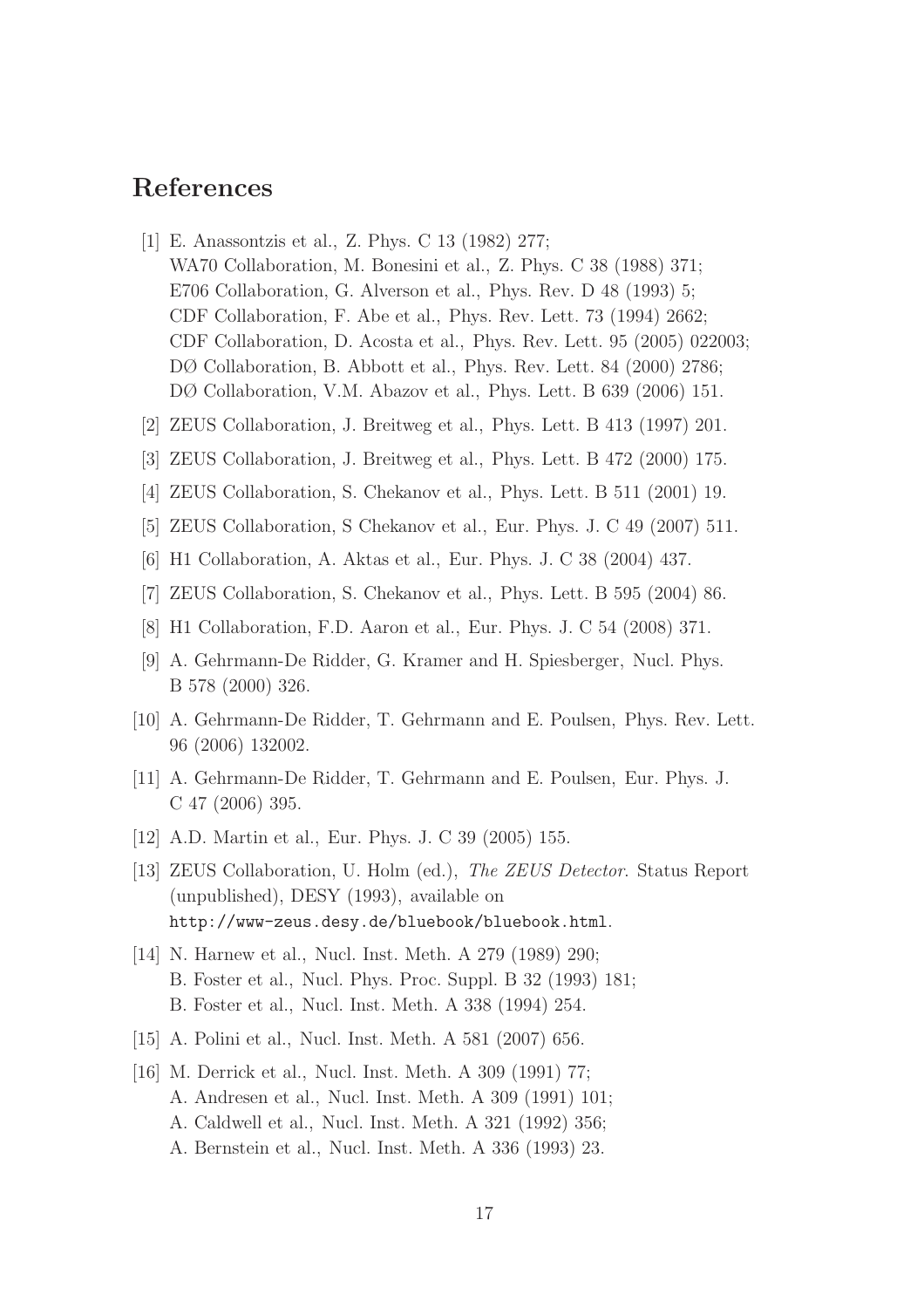# References

[1] E. Anassontzis et al., Z. Phys. C 13 (1982) 277;
WA70 Collaboration, M. Bonesini et al., Z. Phys. C 38 (1988) 371;
E706 Collaboration, G. Alverson et al., Phys. Rev. D 48 (1993) 5;
CDF Collaboration, F. Abe et al., Phys. Rev. Lett. 73 (1994) 2662;
CDF Collaboration, D. Acosta et al., Phys. Rev. Lett. 95 (2005) 022003;
DØ Collaboration, B. Abbott et al., Phys. Rev. Lett. 84 (2000) 2786;
DØ Collaboration, V.M. Abazov et al., Phys. Lett. B 639 (2006) 151.

[2] ZEUS Collaboration, J. Breitweg et al., Phys. Lett. B 413 (1997) 201.

[3] ZEUS Collaboration, J. Breitweg et al., Phys. Lett. B 472 (2000) 175.

[4] ZEUS Collaboration, S. Chekanov et al., Phys. Lett. B 511 (2001) 19.

[5] ZEUS Collaboration, S Chekanov et al., Eur. Phys. J. C 49 (2007) 511.

[6] H1 Collaboration, A. Aktas et al., Eur. Phys. J. C 38 (2004) 437.

[7] ZEUS Collaboration, S. Chekanov et al., Phys. Lett. B 595 (2004) 86.

[8] H1 Collaboration, F.D. Aaron et al., Eur. Phys. J. C 54 (2008) 371.

[9] A. Gehrmann-De Ridder, G. Kramer and H. Spiesberger, Nucl. Phys. B 578 (2000) 326.

[10] A. Gehrmann-De Ridder, T. Gehrmann and E. Poulsen, Phys. Rev. Lett. 96 (2006) 132002.

[11] A. Gehrmann-De Ridder, T. Gehrmann and E. Poulsen, Eur. Phys. J. C 47 (2006) 395.

[12] A.D. Martin et al., Eur. Phys. J. C 39 (2005) 155.

[13] ZEUS Collaboration, U. Holm (ed.), *The ZEUS Detector*. Status Report (unpublished), DESY (1993), available on `http://www-zeus.desy.de/bluebook/bluebook.html`.

[14] N. Harnew et al., Nucl. Inst. Meth. A 279 (1989) 290;
B. Foster et al., Nucl. Phys. Proc. Suppl. B 32 (1993) 181;
B. Foster et al., Nucl. Inst. Meth. A 338 (1994) 254.

[15] A. Polini et al., Nucl. Inst. Meth. A 581 (2007) 656.

[16] M. Derrick et al., Nucl. Inst. Meth. A 309 (1991) 77;
A. Andresen et al., Nucl. Inst. Meth. A 309 (1991) 101;
A. Caldwell et al., Nucl. Inst. Meth. A 321 (1992) 356;
A. Bernstein et al., Nucl. Inst. Meth. A 336 (1993) 23.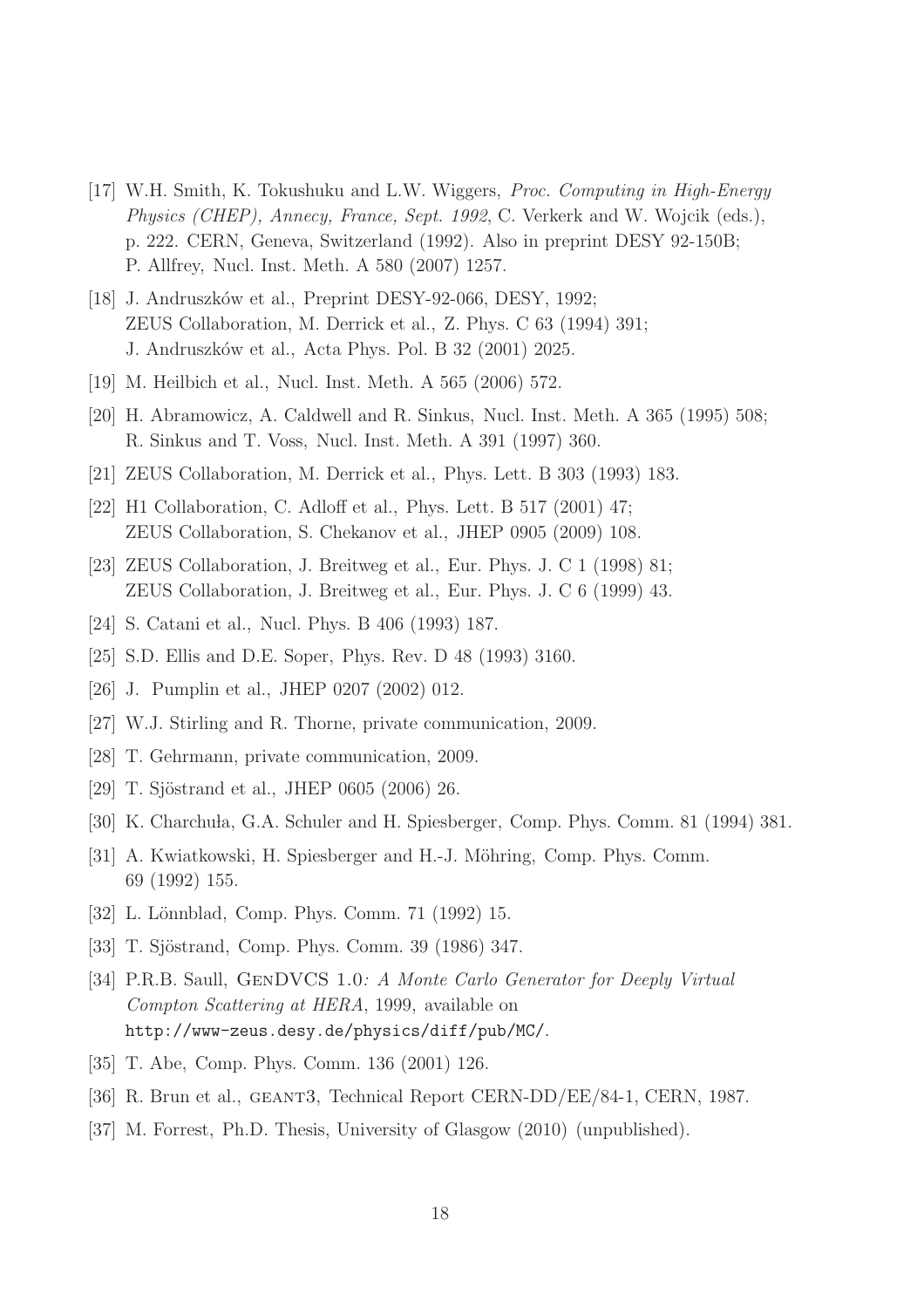[17] W.H. Smith, K. Tokushuku and L.W. Wiggers, *Proc. Computing in High-Energy Physics (CHEP), Annecy, France, Sept. 1992*, C. Verkerk and W. Wojcik (eds.), p. 222. CERN, Geneva, Switzerland (1992). Also in preprint DESY 92-150B; P. Allfrey, Nucl. Inst. Meth. A 580 (2007) 1257.

[18] J. Andruszków et al., Preprint DESY-92-066, DESY, 1992; ZEUS Collaboration, M. Derrick et al., Z. Phys. C 63 (1994) 391; J. Andruszków et al., Acta Phys. Pol. B 32 (2001) 2025.

[19] M. Heilbich et al., Nucl. Inst. Meth. A 565 (2006) 572.

[20] H. Abramowicz, A. Caldwell and R. Sinkus, Nucl. Inst. Meth. A 365 (1995) 508; R. Sinkus and T. Voss, Nucl. Inst. Meth. A 391 (1997) 360.

[21] ZEUS Collaboration, M. Derrick et al., Phys. Lett. B 303 (1993) 183.

[22] H1 Collaboration, C. Adloff et al., Phys. Lett. B 517 (2001) 47; ZEUS Collaboration, S. Chekanov et al., JHEP 0905 (2009) 108.

[23] ZEUS Collaboration, J. Breitweg et al., Eur. Phys. J. C 1 (1998) 81; ZEUS Collaboration, J. Breitweg et al., Eur. Phys. J. C 6 (1999) 43.

[24] S. Catani et al., Nucl. Phys. B 406 (1993) 187.

[25] S.D. Ellis and D.E. Soper, Phys. Rev. D 48 (1993) 3160.

[26] J. Pumplin et al., JHEP 0207 (2002) 012.

[27] W.J. Stirling and R. Thorne, private communication, 2009.

[28] T. Gehrmann, private communication, 2009.

[29] T. Sjöstrand et al., JHEP 0605 (2006) 26.

[30] K. Charchuła, G.A. Schuler and H. Spiesberger, Comp. Phys. Comm. 81 (1994) 381.

[31] A. Kwiatkowski, H. Spiesberger and H.-J. Möhring, Comp. Phys. Comm. 69 (1992) 155.

[32] L. Lönnblad, Comp. Phys. Comm. 71 (1992) 15.

[33] T. Sjöstrand, Comp. Phys. Comm. 39 (1986) 347.

[34] P.R.B. Saull, GenDVCS 1.0*: A Monte Carlo Generator for Deeply Virtual Compton Scattering at HERA*, 1999, available on http://www-zeus.desy.de/physics/diff/pub/MC/.

[35] T. Abe, Comp. Phys. Comm. 136 (2001) 126.

[36] R. Brun et al., GEANT3, Technical Report CERN-DD/EE/84-1, CERN, 1987.

[37] M. Forrest, Ph.D. Thesis, University of Glasgow (2010) (unpublished).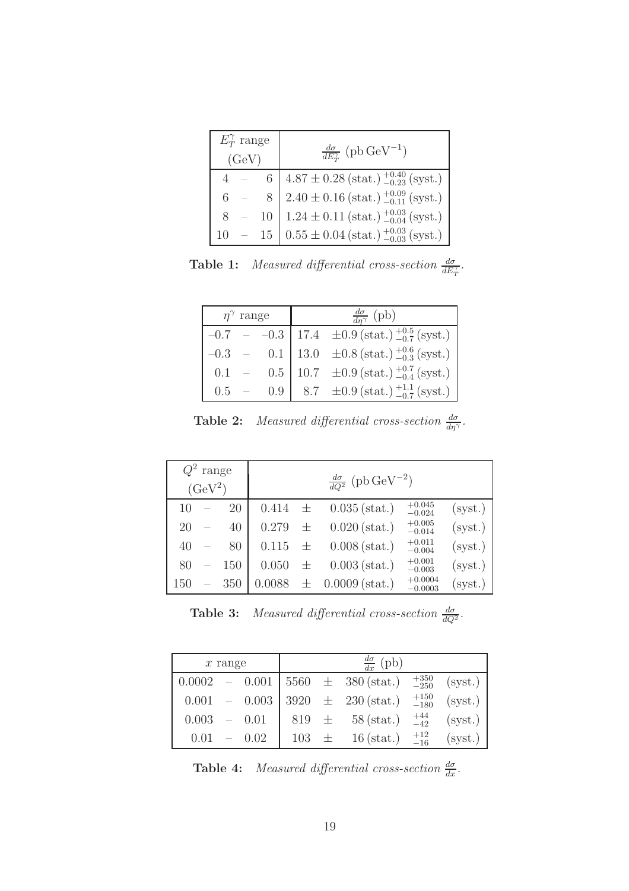| $E_T^\gamma$ range (GeV) | $\frac{d\sigma}{dE_T^\gamma}$ (pb GeV$^{-1}$) |
|---|---|
| 4 – 6 | $4.87 \pm 0.28\,(\text{stat.})\,^{+0.40}_{-0.23}\,(\text{syst.})$ |
| 6 – 8 | $2.40 \pm 0.16\,(\text{stat.})\,^{+0.09}_{-0.11}\,(\text{syst.})$ |
| 8 – 10 | $1.24 \pm 0.11\,(\text{stat.})\,^{+0.03}_{-0.04}\,(\text{syst.})$ |
| 10 – 15 | $0.55 \pm 0.04\,(\text{stat.})\,^{+0.03}_{-0.03}\,(\text{syst.})$ |

**Table 1:** *Measured differential cross-section* $\frac{d\sigma}{dE_T^\gamma}$.

| $\eta^\gamma$ range | $\frac{d\sigma}{d\eta^\gamma}$ (pb) |
|---|---|
| $-0.7$ – $-0.3$ | $17.4 \pm 0.9\,(\text{stat.})\,^{+0.5}_{-0.7}\,(\text{syst.})$ |
| $-0.3$ – $0.1$ | $13.0 \pm 0.8\,(\text{stat.})\,^{+0.6}_{-0.3}\,(\text{syst.})$ |
| $0.1$ – $0.5$ | $10.7 \pm 0.9\,(\text{stat.})\,^{+0.7}_{-0.4}\,(\text{syst.})$ |
| $0.5$ – $0.9$ | $8.7 \pm 0.9\,(\text{stat.})\,^{+1.1}_{-0.7}\,(\text{syst.})$ |

**Table 2:** *Measured differential cross-section* $\frac{d\sigma}{d\eta^\gamma}$.

| $Q^2$ range (GeV$^2$) | $\frac{d\sigma}{dQ^2}$ (pb GeV$^{-2}$) |
|---|---|
| 10 – 20 | $0.414 \pm 0.035\,(\text{stat.})\,^{+0.045}_{-0.024}\,(\text{syst.})$ |
| 20 – 40 | $0.279 \pm 0.020\,(\text{stat.})\,^{+0.005}_{-0.014}\,(\text{syst.})$ |
| 40 – 80 | $0.115 \pm 0.008\,(\text{stat.})\,^{+0.011}_{-0.004}\,(\text{syst.})$ |
| 80 – 150 | $0.050 \pm 0.003\,(\text{stat.})\,^{+0.001}_{-0.003}\,(\text{syst.})$ |
| 150 – 350 | $0.0088 \pm 0.0009\,(\text{stat.})\,^{+0.0004}_{-0.0003}\,(\text{syst.})$ |

**Table 3:** *Measured differential cross-section* $\frac{d\sigma}{dQ^2}$.

| $x$ range | $\frac{d\sigma}{dx}$ (pb) |
|---|---|
| 0.0002 – 0.001 | $5560 \pm 380\,(\text{stat.})\,^{+350}_{-250}\,(\text{syst.})$ |
| 0.001 – 0.003 | $3920 \pm 230\,(\text{stat.})\,^{+150}_{-180}\,(\text{syst.})$ |
| 0.003 – 0.01 | $819 \pm 58\,(\text{stat.})\,^{+44}_{-42}\,(\text{syst.})$ |
| 0.01 – 0.02 | $103 \pm 16\,(\text{stat.})\,^{+12}_{-16}\,(\text{syst.})$ |

**Table 4:** *Measured differential cross-section* $\frac{d\sigma}{dx}$.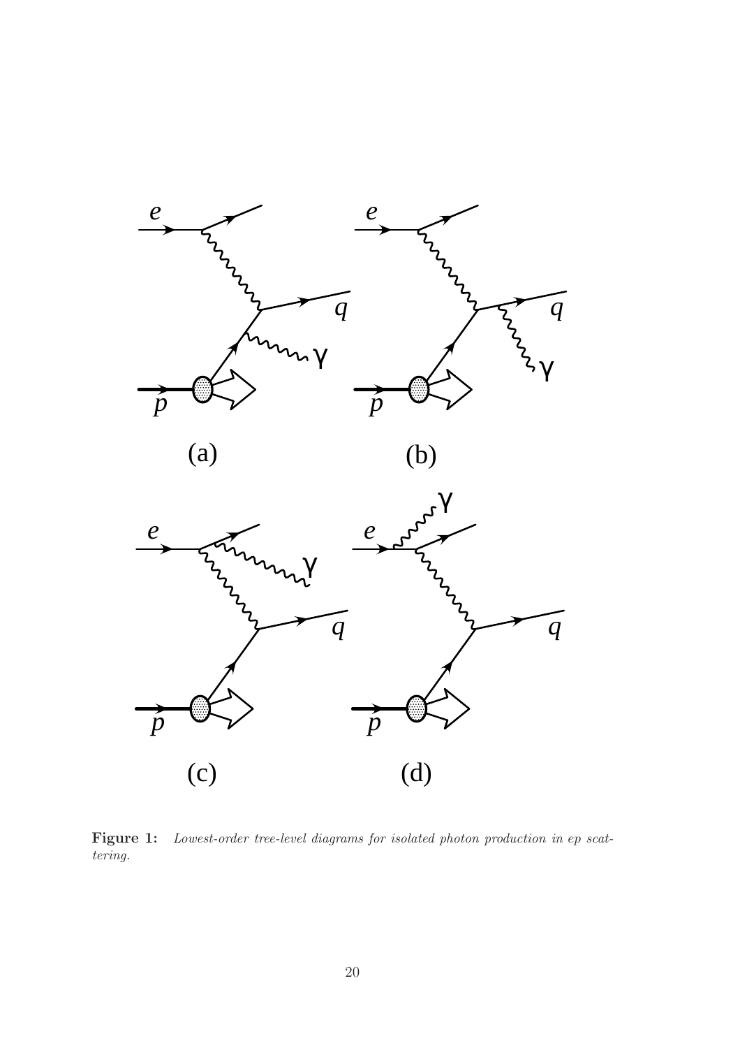**Figure 1:** *Lowest-order tree-level diagrams for isolated photon production in ep scattering.*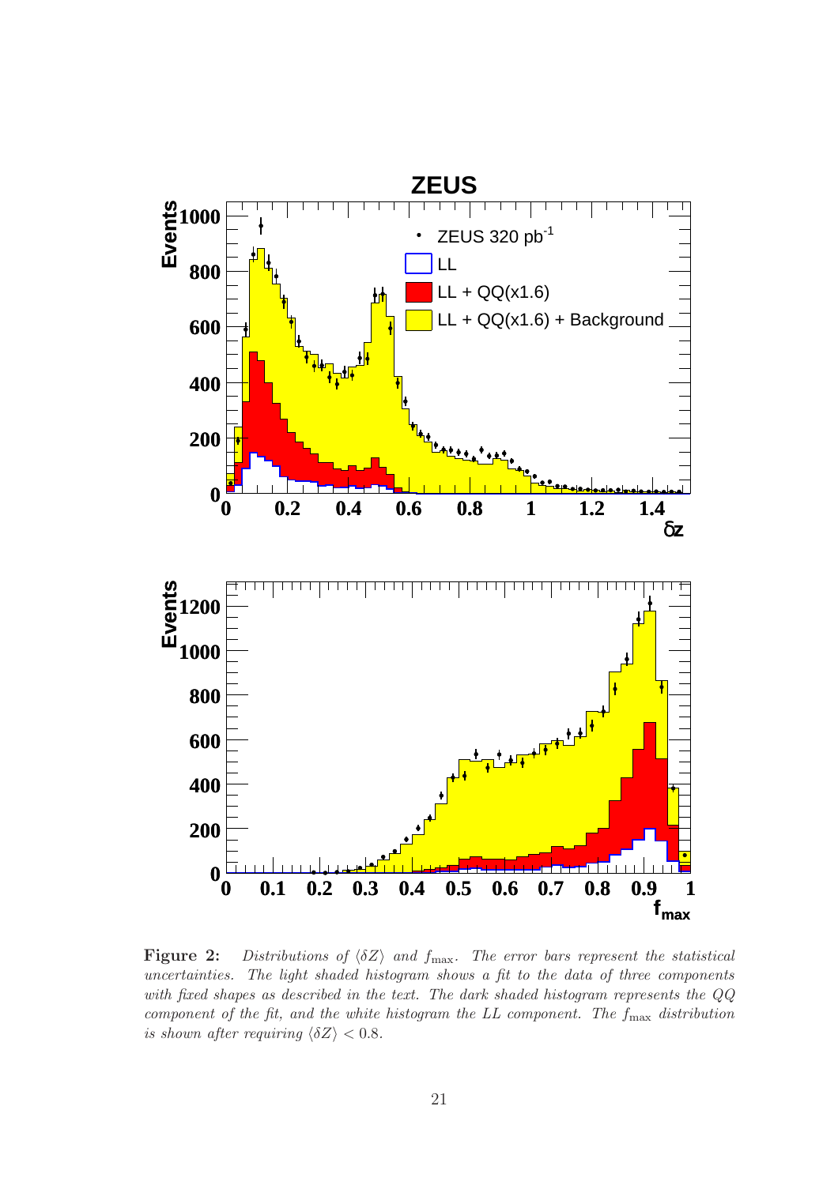**Figure 2:** *Distributions of $\langle \delta Z \rangle$ and $f_{\max}$. The error bars represent the statistical uncertainties. The light shaded histogram shows a fit to the data of three components with fixed shapes as described in the text. The dark shaded histogram represents the QQ component of the fit, and the white histogram the LL component. The $f_{\max}$ distribution is shown after requiring $\langle \delta Z \rangle < 0.8$.*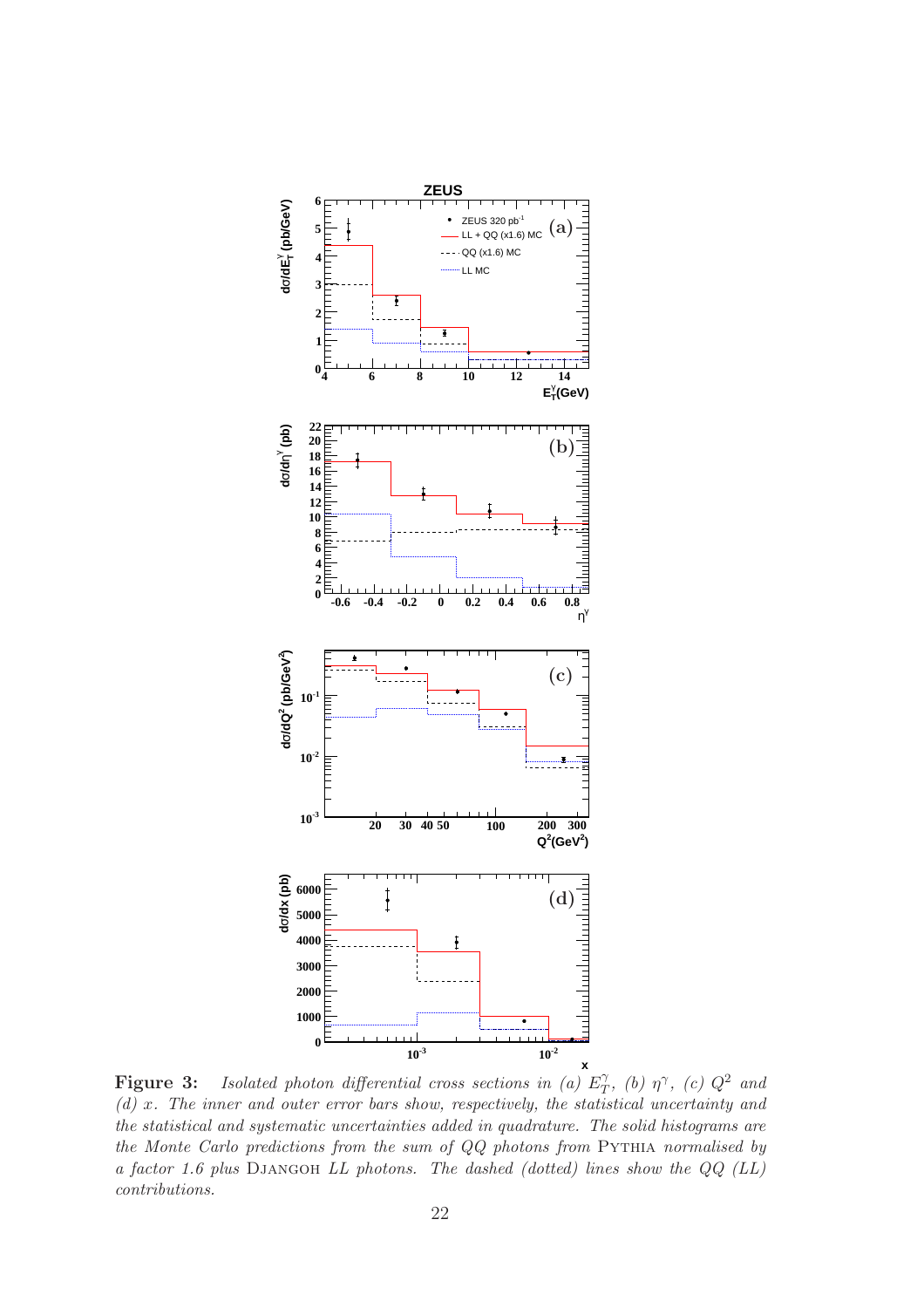**Figure 3:** *Isolated photon differential cross sections in (a) $E_T^{\gamma}$, (b) $\eta^{\gamma}$, (c) $Q^2$ and (d) $x$. The inner and outer error bars show, respectively, the statistical uncertainty and the statistical and systematic uncertainties added in quadrature. The solid histograms are the Monte Carlo predictions from the sum of QQ photons from* Pythia *normalised by a factor 1.6 plus* Djangoh *LL photons. The dashed (dotted) lines show the QQ (LL) contributions.*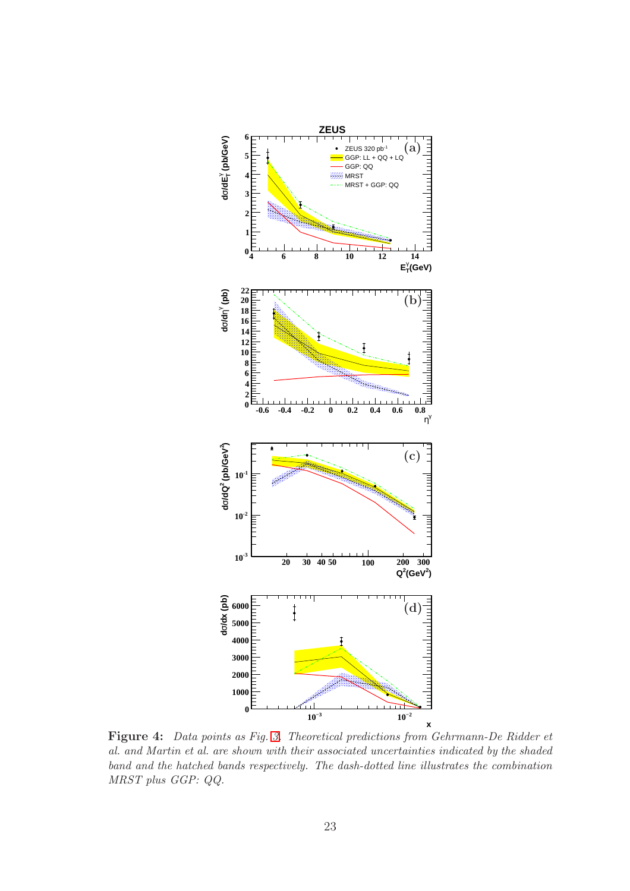**Figure 4:** *Data points as Fig. 3. Theoretical predictions from Gehrmann-De Ridder et al. and Martin et al. are shown with their associated uncertainties indicated by the shaded band and the hatched bands respectively. The dash-dotted line illustrates the combination MRST plus GGP: QQ.*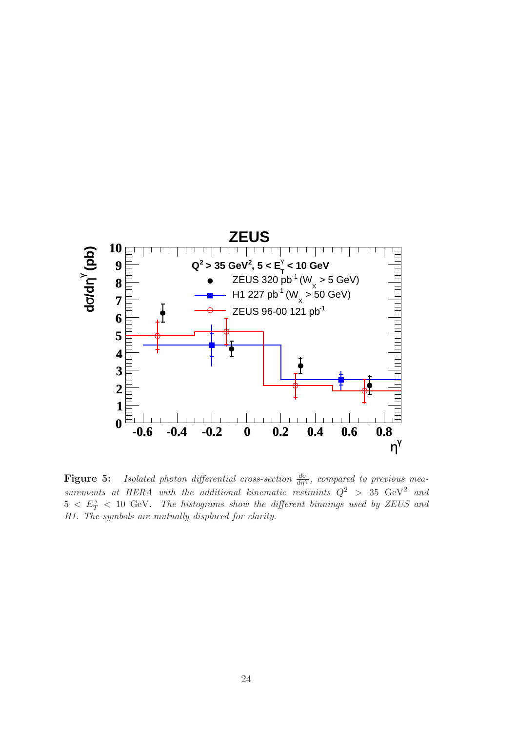ZEUS

$Q^2 > 35$ GeV$^2$, $5 < E_T^\gamma < 10$ GeV

ZEUS 320 pb$^{-1}$ ($W_X > 5$ GeV)

H1 227 pb$^{-1}$ ($W_X > 50$ GeV)

ZEUS 96-00 121 pb$^{-1}$

$d\sigma/d\eta^\gamma$ (pb)

$\eta^\gamma$

0
1
2
3
4
5
6
7
8
9
10

-0.6
-0.4
-0.2
0
0.2
0.4
0.6
0.8

**Figure 5:** *Isolated photon differential cross-section $\frac{d\sigma}{d\eta^\gamma}$, compared to previous measurements at HERA with the additional kinematic restraints $Q^2 > 35$ GeV$^2$ and $5 < E_T^\gamma < 10$ GeV. The histograms show the different binnings used by ZEUS and H1. The symbols are mutually displaced for clarity.*